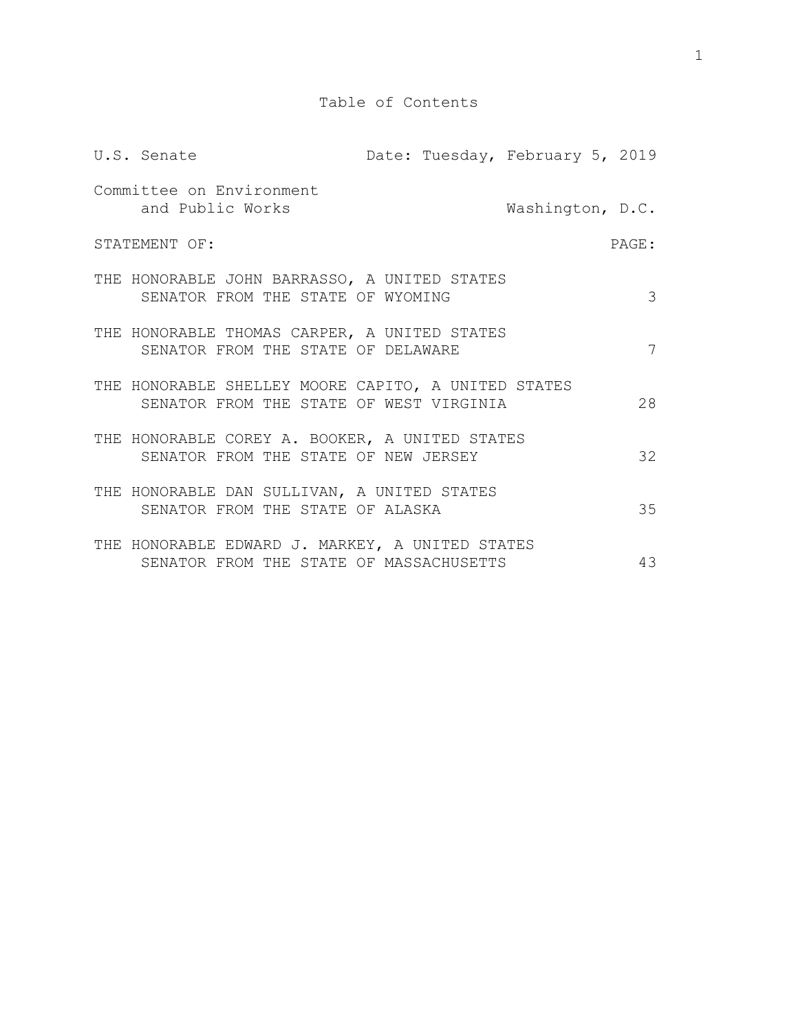# Table of Contents

| U.S. Senate | Date: Tuesday, February 5, 2019 |
|---|---|
| Committee on Environment and Public Works | Washington, D.C. |

| STATEMENT OF: | PAGE: |
|---|---|
| THE HONORABLE JOHN BARRASSO, A UNITED STATES SENATOR FROM THE STATE OF WYOMING | 3 |
| THE HONORABLE THOMAS CARPER, A UNITED STATES SENATOR FROM THE STATE OF DELAWARE | 7 |
| THE HONORABLE SHELLEY MOORE CAPITO, A UNITED STATES SENATOR FROM THE STATE OF WEST VIRGINIA | 28 |
| THE HONORABLE COREY A. BOOKER, A UNITED STATES SENATOR FROM THE STATE OF NEW JERSEY | 32 |
| THE HONORABLE DAN SULLIVAN, A UNITED STATES SENATOR FROM THE STATE OF ALASKA | 35 |
| THE HONORABLE EDWARD J. MARKEY, A UNITED STATES SENATOR FROM THE STATE OF MASSACHUSETTS | 43 |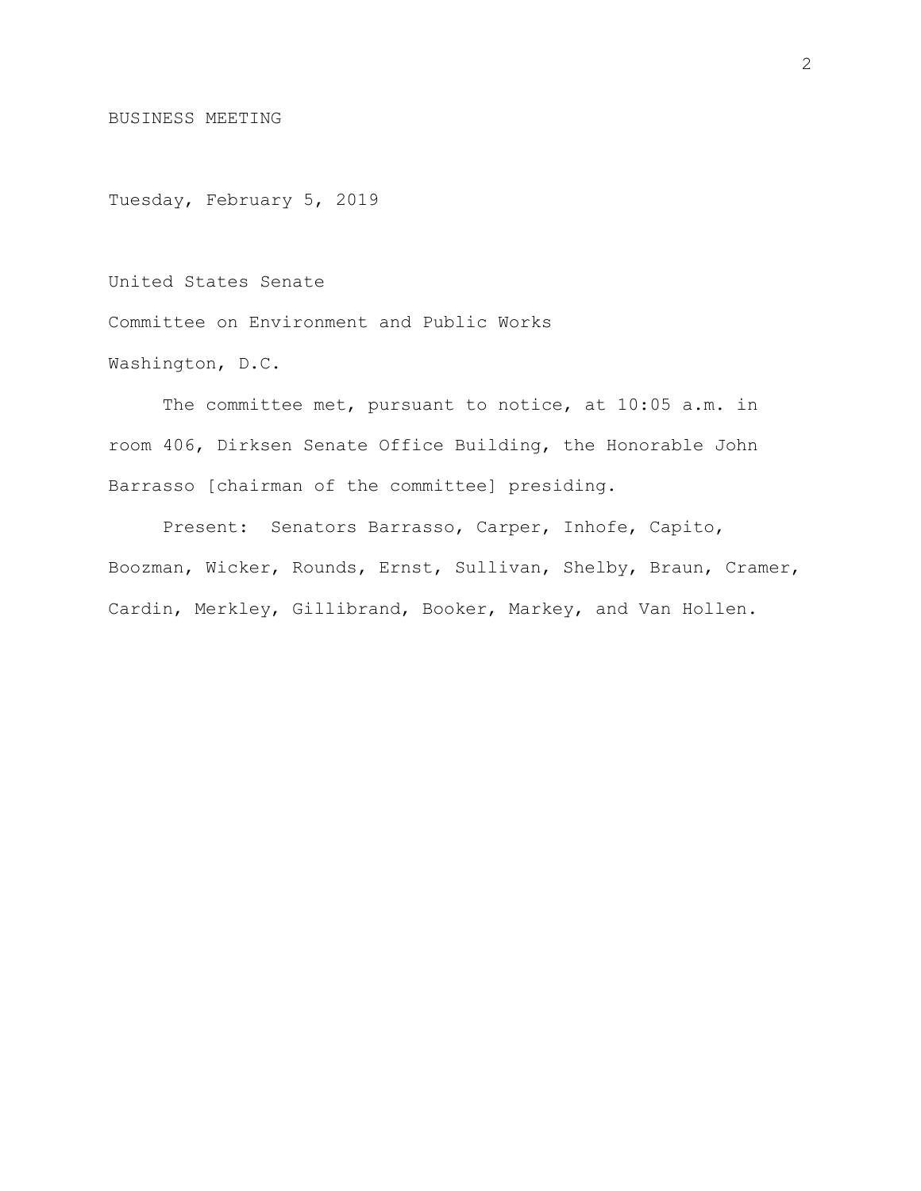BUSINESS MEETING

Tuesday, February 5, 2019

United States Senate

Committee on Environment and Public Works

Washington, D.C.

The committee met, pursuant to notice, at 10:05 a.m. in room 406, Dirksen Senate Office Building, the Honorable John Barrasso [chairman of the committee] presiding.

Present: Senators Barrasso, Carper, Inhofe, Capito, Boozman, Wicker, Rounds, Ernst, Sullivan, Shelby, Braun, Cramer, Cardin, Merkley, Gillibrand, Booker, Markey, and Van Hollen.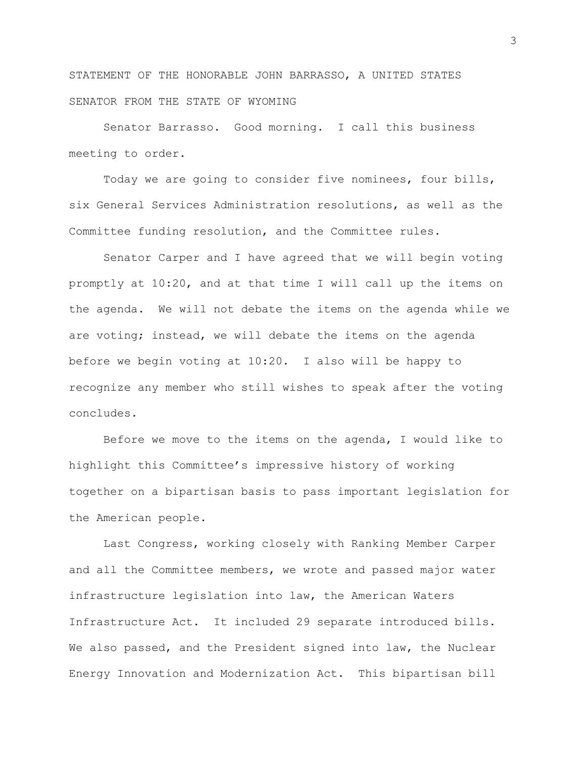STATEMENT OF THE HONORABLE JOHN BARRASSO, A UNITED STATES SENATOR FROM THE STATE OF WYOMING

Senator Barrasso. Good morning. I call this business meeting to order.

Today we are going to consider five nominees, four bills, six General Services Administration resolutions, as well as the Committee funding resolution, and the Committee rules.

Senator Carper and I have agreed that we will begin voting promptly at 10:20, and at that time I will call up the items on the agenda. We will not debate the items on the agenda while we are voting; instead, we will debate the items on the agenda before we begin voting at 10:20. I also will be happy to recognize any member who still wishes to speak after the voting concludes.

Before we move to the items on the agenda, I would like to highlight this Committee's impressive history of working together on a bipartisan basis to pass important legislation for the American people.

Last Congress, working closely with Ranking Member Carper and all the Committee members, we wrote and passed major water infrastructure legislation into law, the American Waters Infrastructure Act. It included 29 separate introduced bills. We also passed, and the President signed into law, the Nuclear Energy Innovation and Modernization Act. This bipartisan bill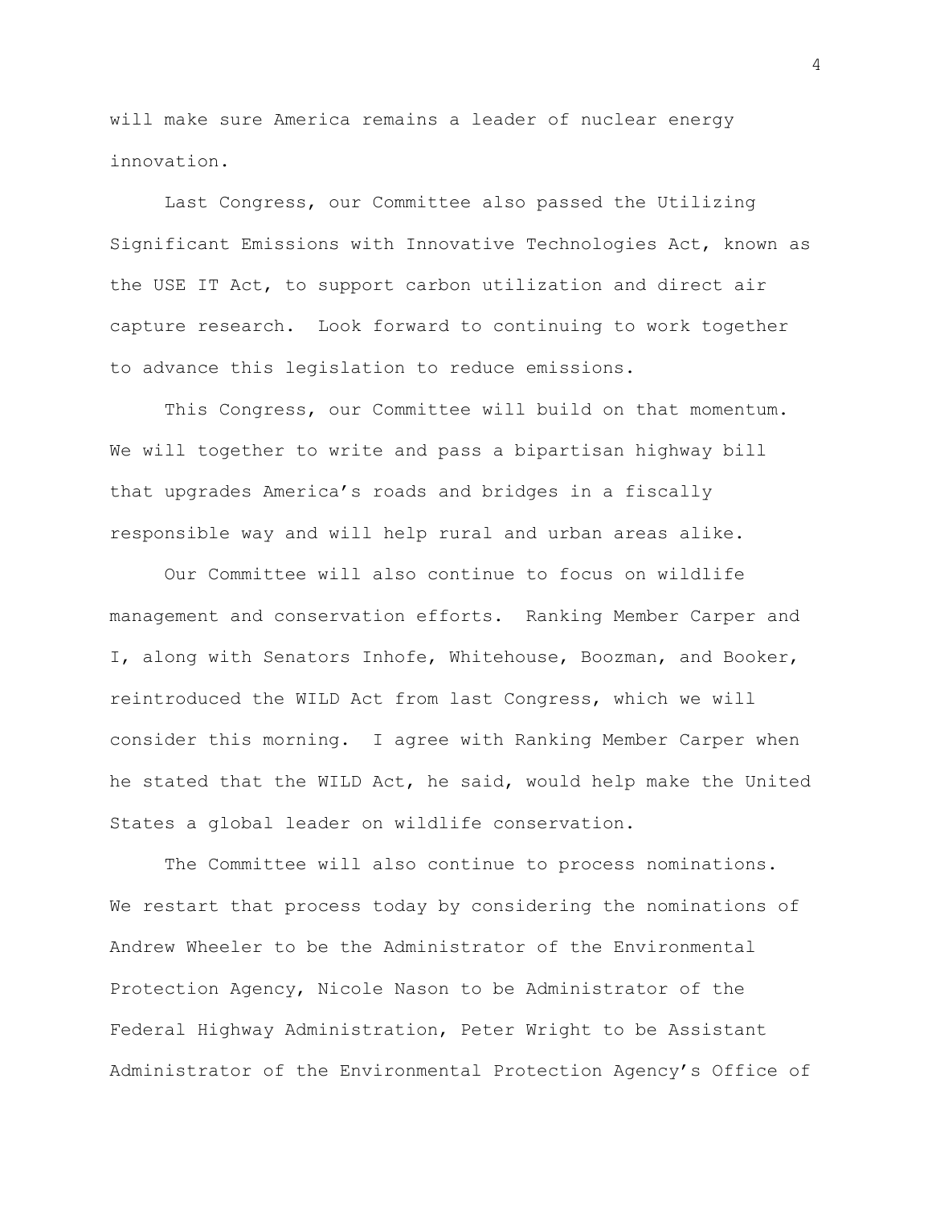will make sure America remains a leader of nuclear energy innovation.

Last Congress, our Committee also passed the Utilizing Significant Emissions with Innovative Technologies Act, known as the USE IT Act, to support carbon utilization and direct air capture research. Look forward to continuing to work together to advance this legislation to reduce emissions.

This Congress, our Committee will build on that momentum. We will together to write and pass a bipartisan highway bill that upgrades America's roads and bridges in a fiscally responsible way and will help rural and urban areas alike.

Our Committee will also continue to focus on wildlife management and conservation efforts. Ranking Member Carper and I, along with Senators Inhofe, Whitehouse, Boozman, and Booker, reintroduced the WILD Act from last Congress, which we will consider this morning. I agree with Ranking Member Carper when he stated that the WILD Act, he said, would help make the United States a global leader on wildlife conservation.

The Committee will also continue to process nominations. We restart that process today by considering the nominations of Andrew Wheeler to be the Administrator of the Environmental Protection Agency, Nicole Nason to be Administrator of the Federal Highway Administration, Peter Wright to be Assistant Administrator of the Environmental Protection Agency's Office of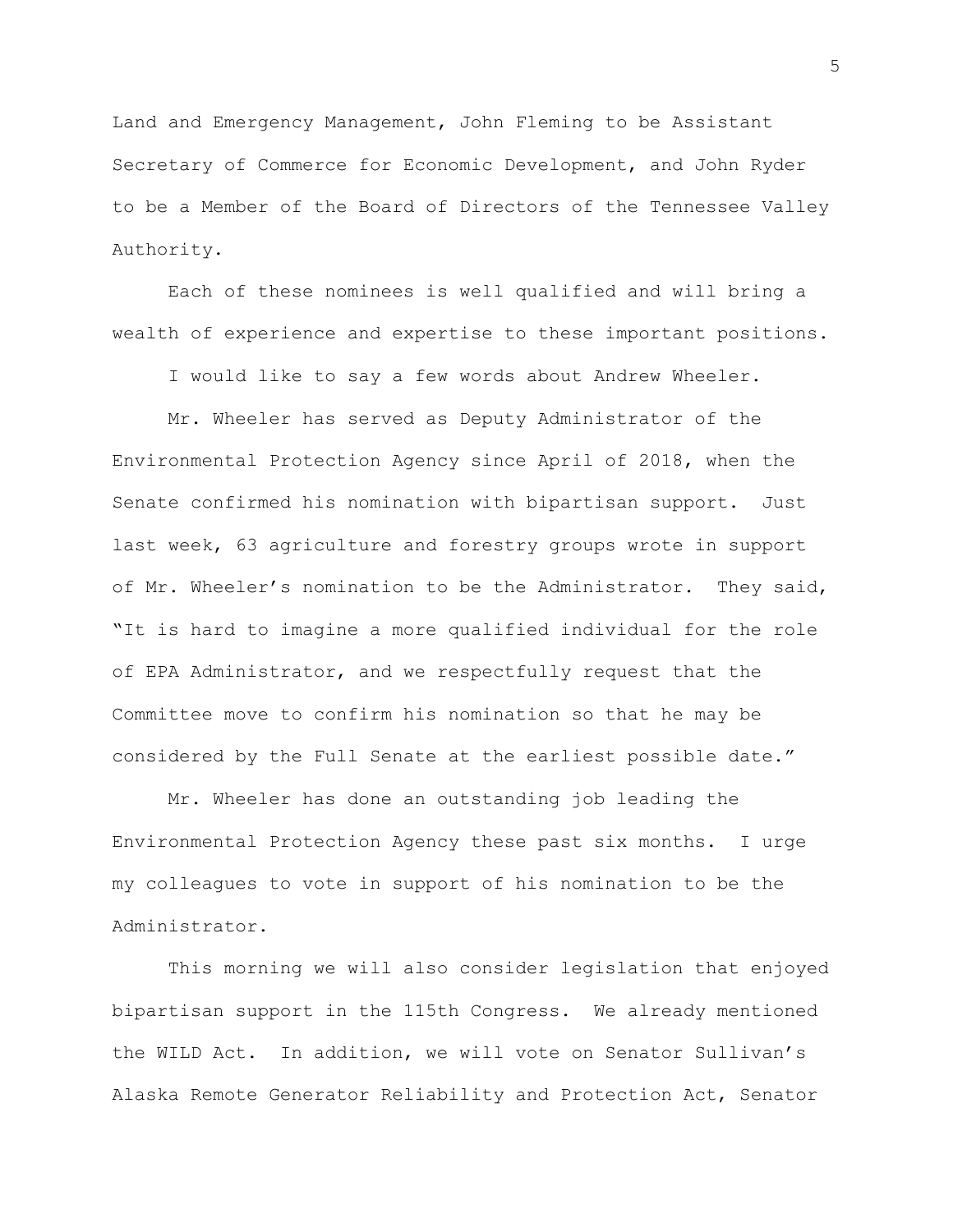Land and Emergency Management, John Fleming to be Assistant Secretary of Commerce for Economic Development, and John Ryder to be a Member of the Board of Directors of the Tennessee Valley Authority.

Each of these nominees is well qualified and will bring a wealth of experience and expertise to these important positions.

I would like to say a few words about Andrew Wheeler.

Mr. Wheeler has served as Deputy Administrator of the Environmental Protection Agency since April of 2018, when the Senate confirmed his nomination with bipartisan support. Just last week, 63 agriculture and forestry groups wrote in support of Mr. Wheeler's nomination to be the Administrator. They said, "It is hard to imagine a more qualified individual for the role of EPA Administrator, and we respectfully request that the Committee move to confirm his nomination so that he may be considered by the Full Senate at the earliest possible date."

Mr. Wheeler has done an outstanding job leading the Environmental Protection Agency these past six months. I urge my colleagues to vote in support of his nomination to be the Administrator.

This morning we will also consider legislation that enjoyed bipartisan support in the 115th Congress. We already mentioned the WILD Act. In addition, we will vote on Senator Sullivan's Alaska Remote Generator Reliability and Protection Act, Senator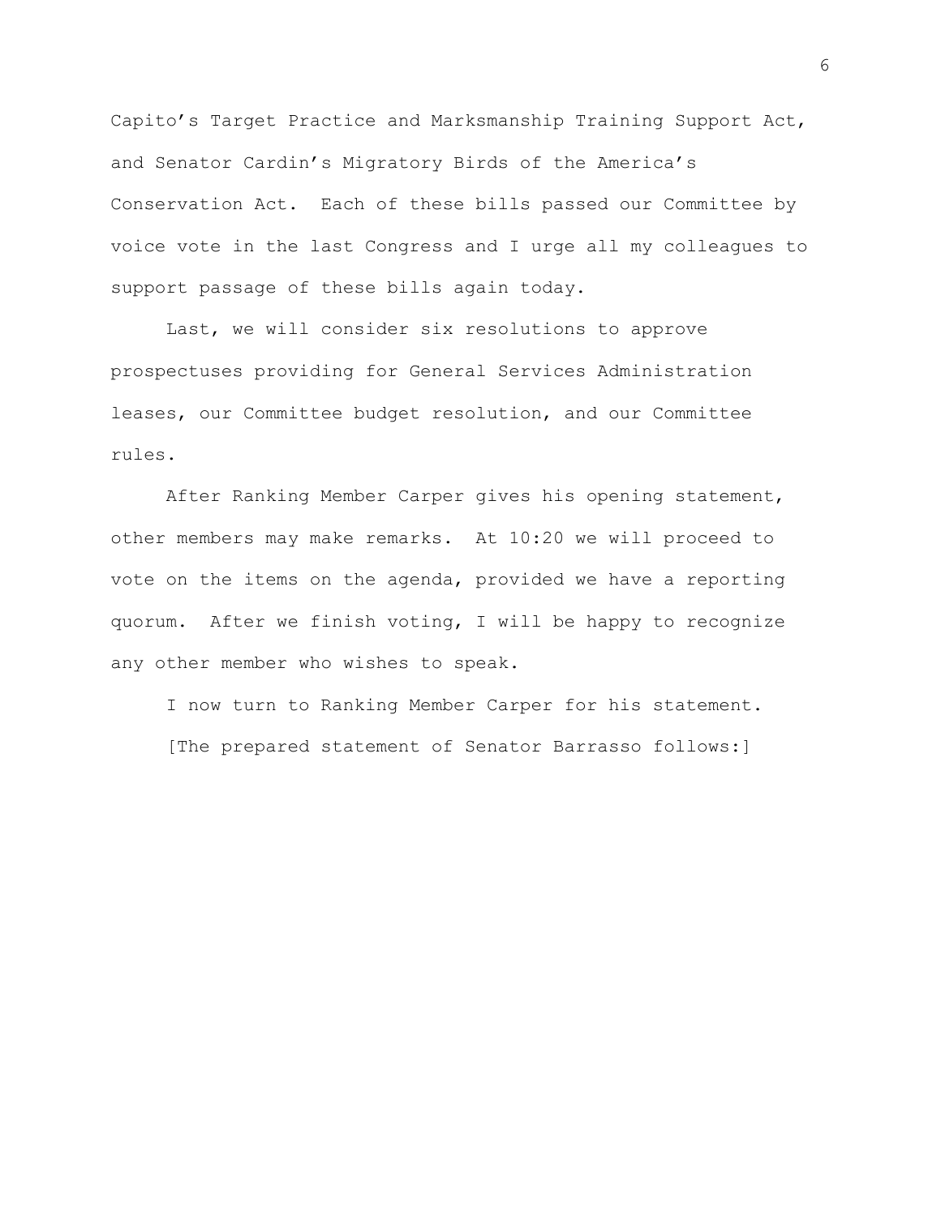Capito's Target Practice and Marksmanship Training Support Act, and Senator Cardin's Migratory Birds of the America's Conservation Act. Each of these bills passed our Committee by voice vote in the last Congress and I urge all my colleagues to support passage of these bills again today.

Last, we will consider six resolutions to approve prospectuses providing for General Services Administration leases, our Committee budget resolution, and our Committee rules.

After Ranking Member Carper gives his opening statement, other members may make remarks. At 10:20 we will proceed to vote on the items on the agenda, provided we have a reporting quorum. After we finish voting, I will be happy to recognize any other member who wishes to speak.

I now turn to Ranking Member Carper for his statement.

[The prepared statement of Senator Barrasso follows:]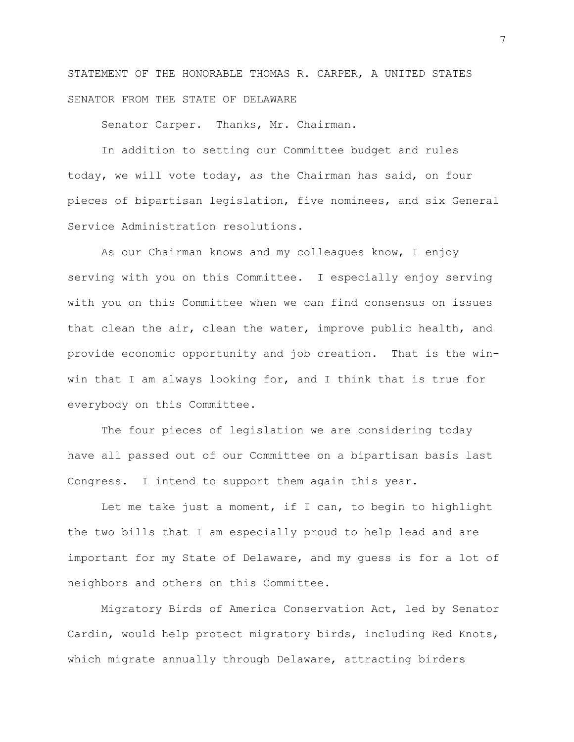STATEMENT OF THE HONORABLE THOMAS R. CARPER, A UNITED STATES SENATOR FROM THE STATE OF DELAWARE

Senator Carper. Thanks, Mr. Chairman.

In addition to setting our Committee budget and rules today, we will vote today, as the Chairman has said, on four pieces of bipartisan legislation, five nominees, and six General Service Administration resolutions.

As our Chairman knows and my colleagues know, I enjoy serving with you on this Committee. I especially enjoy serving with you on this Committee when we can find consensus on issues that clean the air, clean the water, improve public health, and provide economic opportunity and job creation. That is the win-win that I am always looking for, and I think that is true for everybody on this Committee.

The four pieces of legislation we are considering today have all passed out of our Committee on a bipartisan basis last Congress. I intend to support them again this year.

Let me take just a moment, if I can, to begin to highlight the two bills that I am especially proud to help lead and are important for my State of Delaware, and my guess is for a lot of neighbors and others on this Committee.

Migratory Birds of America Conservation Act, led by Senator Cardin, would help protect migratory birds, including Red Knots, which migrate annually through Delaware, attracting birders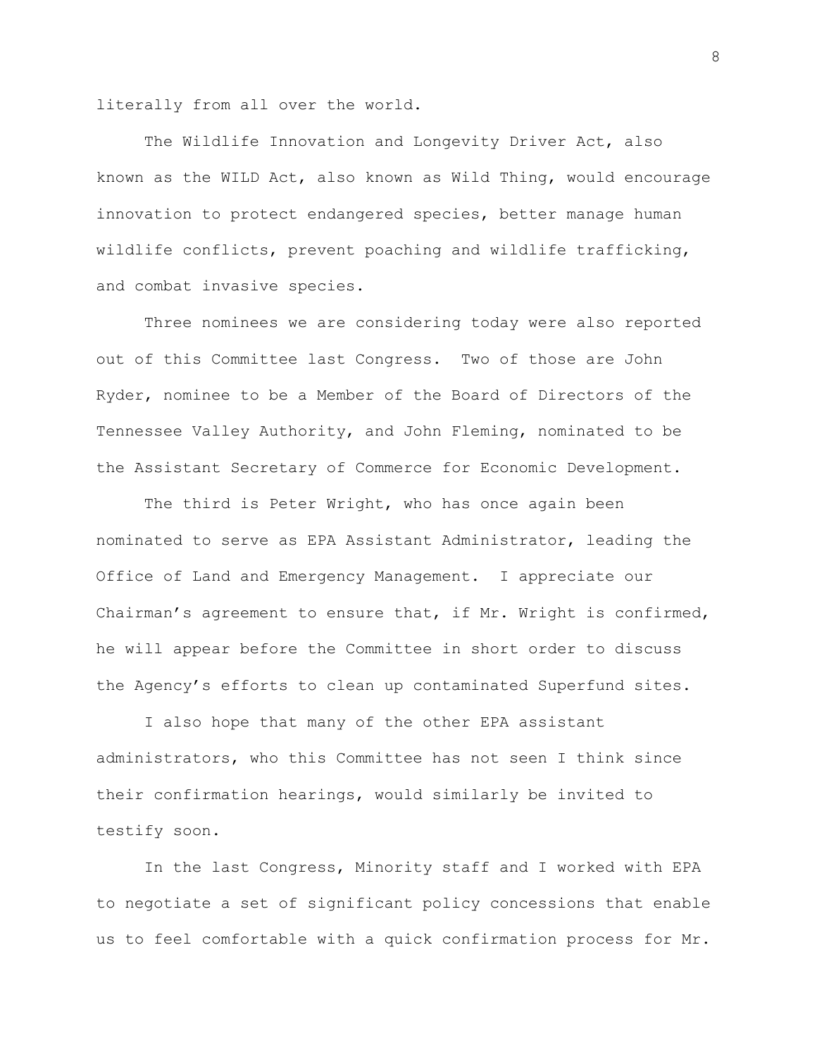literally from all over the world.

The Wildlife Innovation and Longevity Driver Act, also known as the WILD Act, also known as Wild Thing, would encourage innovation to protect endangered species, better manage human wildlife conflicts, prevent poaching and wildlife trafficking, and combat invasive species.

Three nominees we are considering today were also reported out of this Committee last Congress. Two of those are John Ryder, nominee to be a Member of the Board of Directors of the Tennessee Valley Authority, and John Fleming, nominated to be the Assistant Secretary of Commerce for Economic Development.

The third is Peter Wright, who has once again been nominated to serve as EPA Assistant Administrator, leading the Office of Land and Emergency Management. I appreciate our Chairman's agreement to ensure that, if Mr. Wright is confirmed, he will appear before the Committee in short order to discuss the Agency's efforts to clean up contaminated Superfund sites.

I also hope that many of the other EPA assistant administrators, who this Committee has not seen I think since their confirmation hearings, would similarly be invited to testify soon.

In the last Congress, Minority staff and I worked with EPA to negotiate a set of significant policy concessions that enable us to feel comfortable with a quick confirmation process for Mr.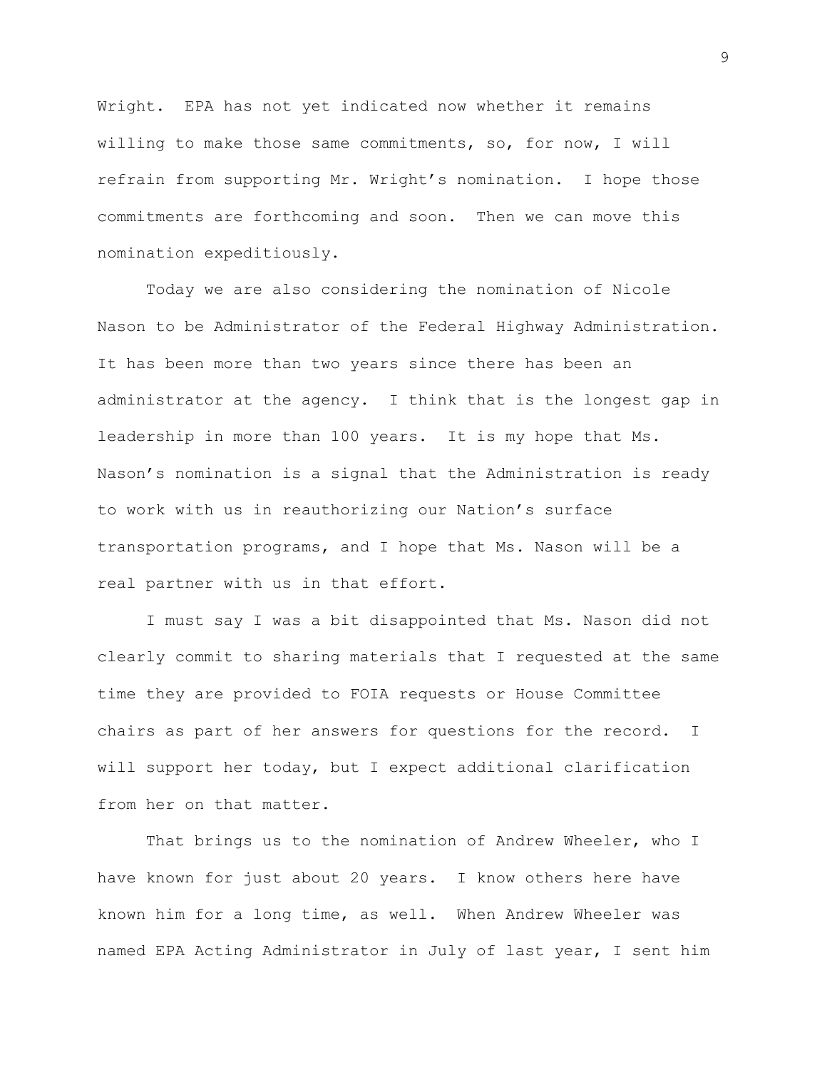Wright. EPA has not yet indicated now whether it remains willing to make those same commitments, so, for now, I will refrain from supporting Mr. Wright's nomination. I hope those commitments are forthcoming and soon. Then we can move this nomination expeditiously.

Today we are also considering the nomination of Nicole Nason to be Administrator of the Federal Highway Administration. It has been more than two years since there has been an administrator at the agency. I think that is the longest gap in leadership in more than 100 years. It is my hope that Ms. Nason's nomination is a signal that the Administration is ready to work with us in reauthorizing our Nation's surface transportation programs, and I hope that Ms. Nason will be a real partner with us in that effort.

I must say I was a bit disappointed that Ms. Nason did not clearly commit to sharing materials that I requested at the same time they are provided to FOIA requests or House Committee chairs as part of her answers for questions for the record. I will support her today, but I expect additional clarification from her on that matter.

That brings us to the nomination of Andrew Wheeler, who I have known for just about 20 years. I know others here have known him for a long time, as well. When Andrew Wheeler was named EPA Acting Administrator in July of last year, I sent him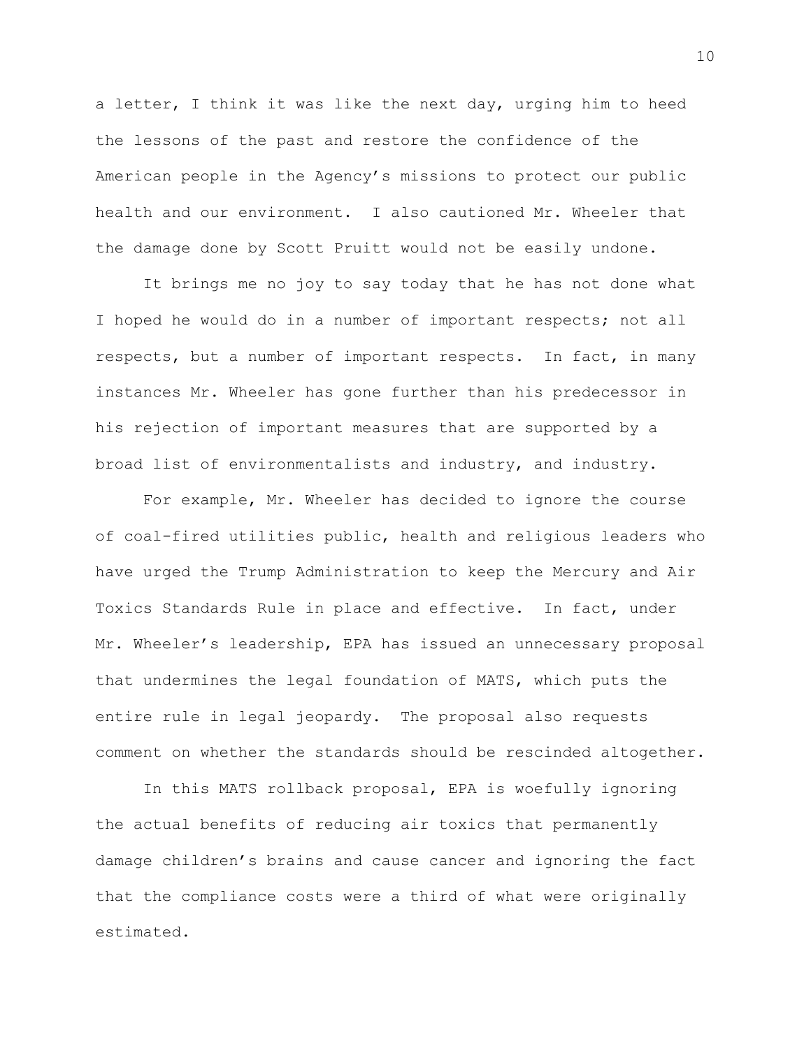a letter, I think it was like the next day, urging him to heed the lessons of the past and restore the confidence of the American people in the Agency's missions to protect our public health and our environment. I also cautioned Mr. Wheeler that the damage done by Scott Pruitt would not be easily undone.

It brings me no joy to say today that he has not done what I hoped he would do in a number of important respects; not all respects, but a number of important respects. In fact, in many instances Mr. Wheeler has gone further than his predecessor in his rejection of important measures that are supported by a broad list of environmentalists and industry, and industry.

For example, Mr. Wheeler has decided to ignore the course of coal-fired utilities public, health and religious leaders who have urged the Trump Administration to keep the Mercury and Air Toxics Standards Rule in place and effective. In fact, under Mr. Wheeler's leadership, EPA has issued an unnecessary proposal that undermines the legal foundation of MATS, which puts the entire rule in legal jeopardy. The proposal also requests comment on whether the standards should be rescinded altogether.

In this MATS rollback proposal, EPA is woefully ignoring the actual benefits of reducing air toxics that permanently damage children's brains and cause cancer and ignoring the fact that the compliance costs were a third of what were originally estimated.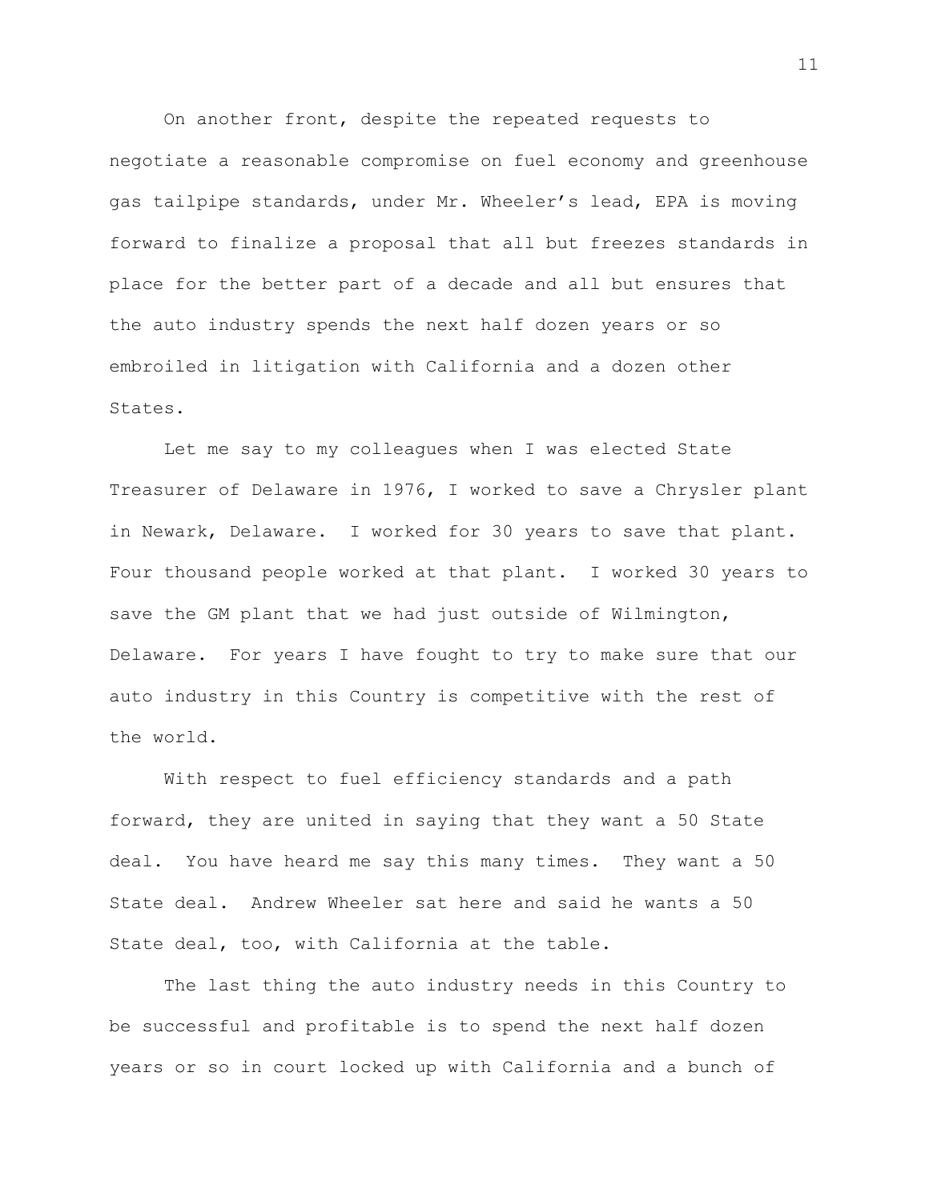On another front, despite the repeated requests to negotiate a reasonable compromise on fuel economy and greenhouse gas tailpipe standards, under Mr. Wheeler's lead, EPA is moving forward to finalize a proposal that all but freezes standards in place for the better part of a decade and all but ensures that the auto industry spends the next half dozen years or so embroiled in litigation with California and a dozen other States.

Let me say to my colleagues when I was elected State Treasurer of Delaware in 1976, I worked to save a Chrysler plant in Newark, Delaware. I worked for 30 years to save that plant. Four thousand people worked at that plant. I worked 30 years to save the GM plant that we had just outside of Wilmington, Delaware. For years I have fought to try to make sure that our auto industry in this Country is competitive with the rest of the world.

With respect to fuel efficiency standards and a path forward, they are united in saying that they want a 50 State deal. You have heard me say this many times. They want a 50 State deal. Andrew Wheeler sat here and said he wants a 50 State deal, too, with California at the table.

The last thing the auto industry needs in this Country to be successful and profitable is to spend the next half dozen years or so in court locked up with California and a bunch of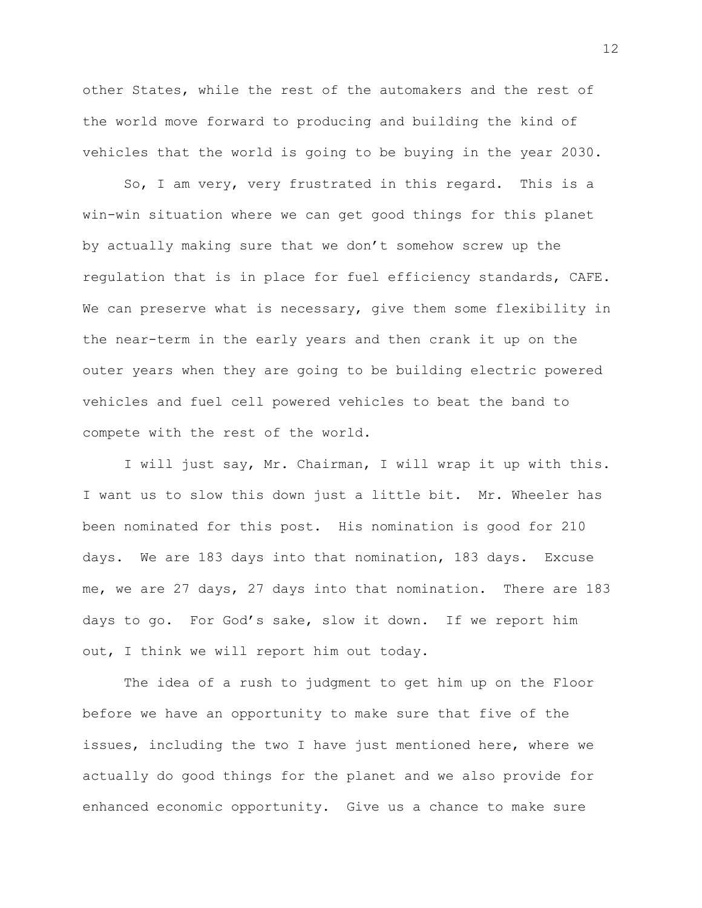other States, while the rest of the automakers and the rest of the world move forward to producing and building the kind of vehicles that the world is going to be buying in the year 2030.

So, I am very, very frustrated in this regard. This is a win-win situation where we can get good things for this planet by actually making sure that we don't somehow screw up the regulation that is in place for fuel efficiency standards, CAFE. We can preserve what is necessary, give them some flexibility in the near-term in the early years and then crank it up on the outer years when they are going to be building electric powered vehicles and fuel cell powered vehicles to beat the band to compete with the rest of the world.

I will just say, Mr. Chairman, I will wrap it up with this. I want us to slow this down just a little bit. Mr. Wheeler has been nominated for this post. His nomination is good for 210 days. We are 183 days into that nomination, 183 days. Excuse me, we are 27 days, 27 days into that nomination. There are 183 days to go. For God's sake, slow it down. If we report him out, I think we will report him out today.

The idea of a rush to judgment to get him up on the Floor before we have an opportunity to make sure that five of the issues, including the two I have just mentioned here, where we actually do good things for the planet and we also provide for enhanced economic opportunity. Give us a chance to make sure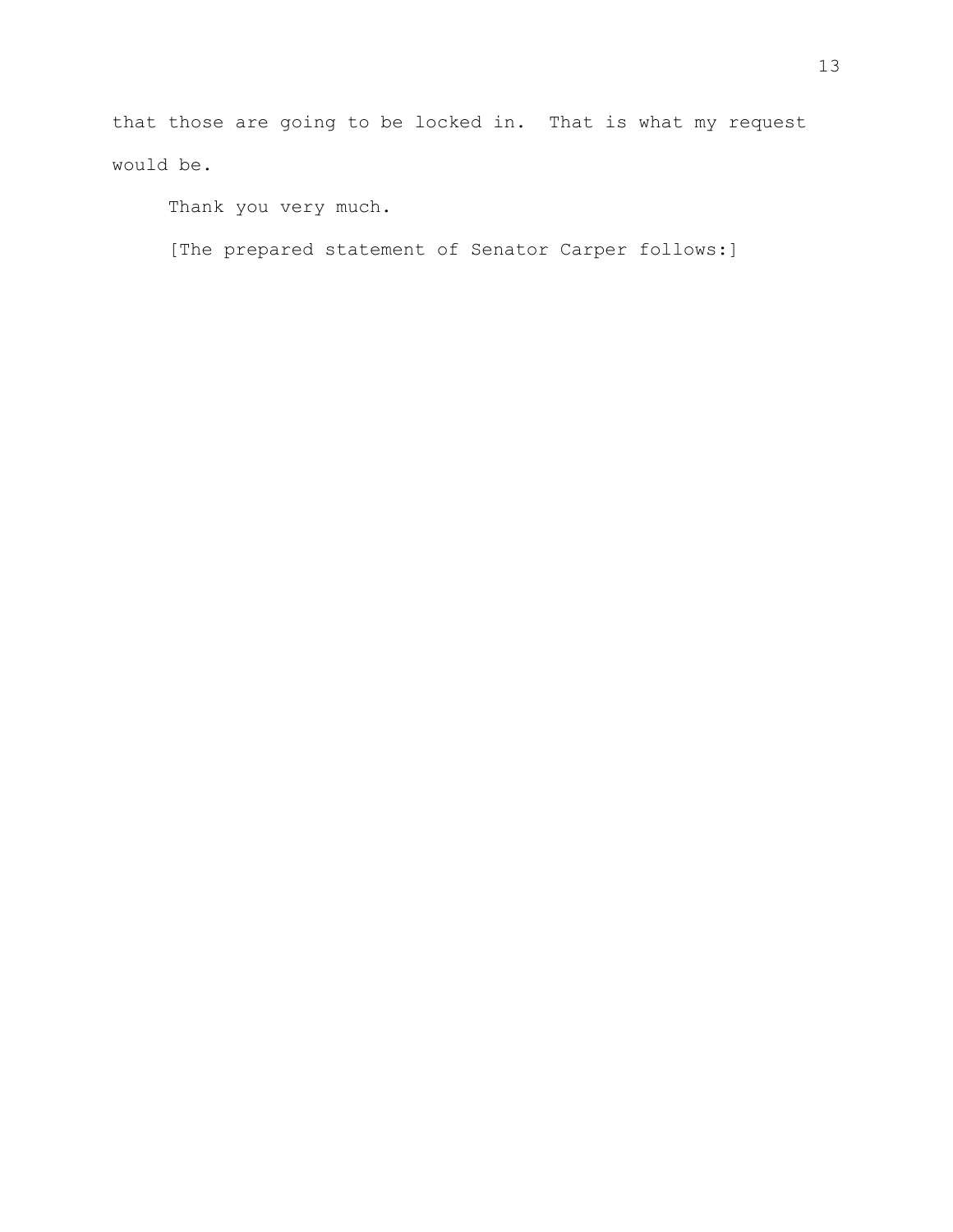that those are going to be locked in. That is what my request would be.

Thank you very much.

[The prepared statement of Senator Carper follows:]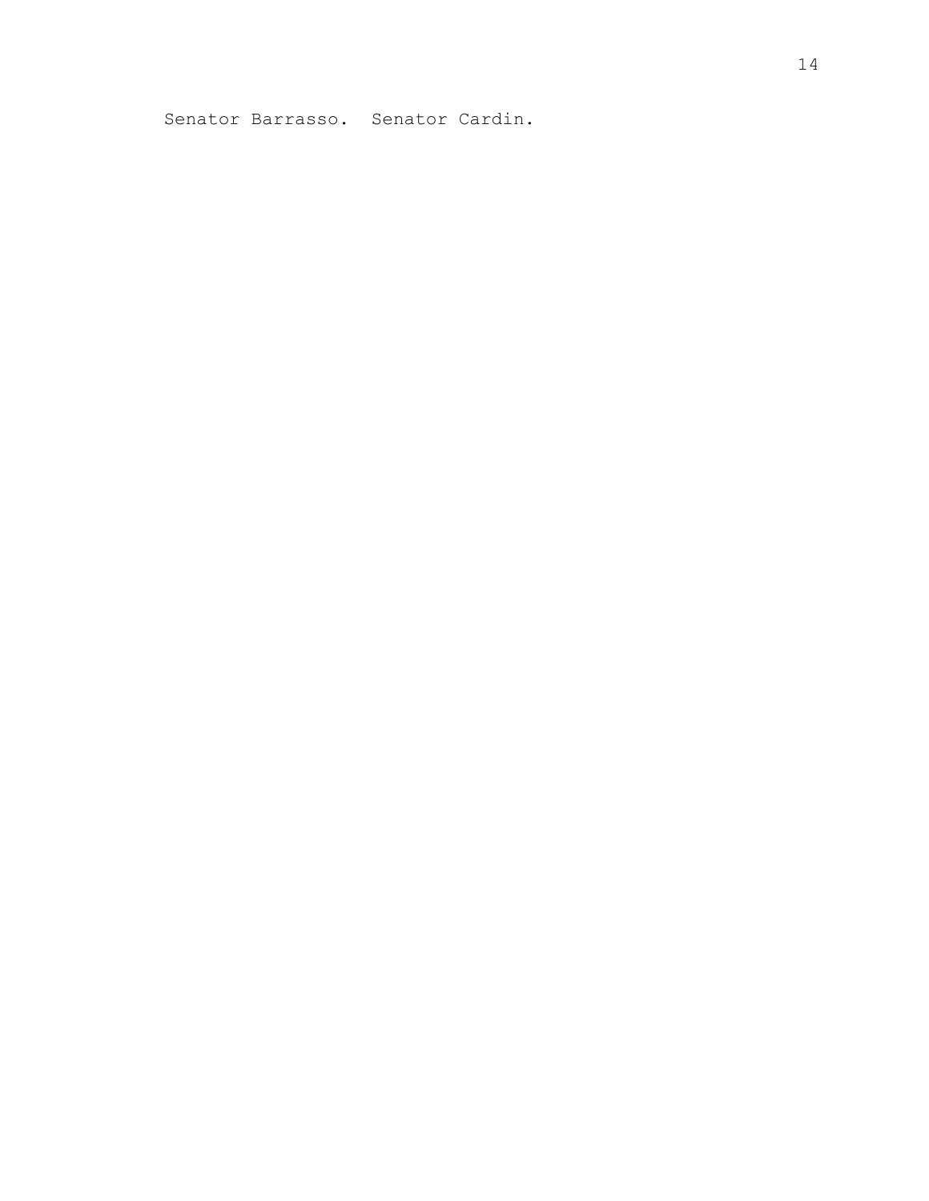Senator Barrasso. Senator Cardin.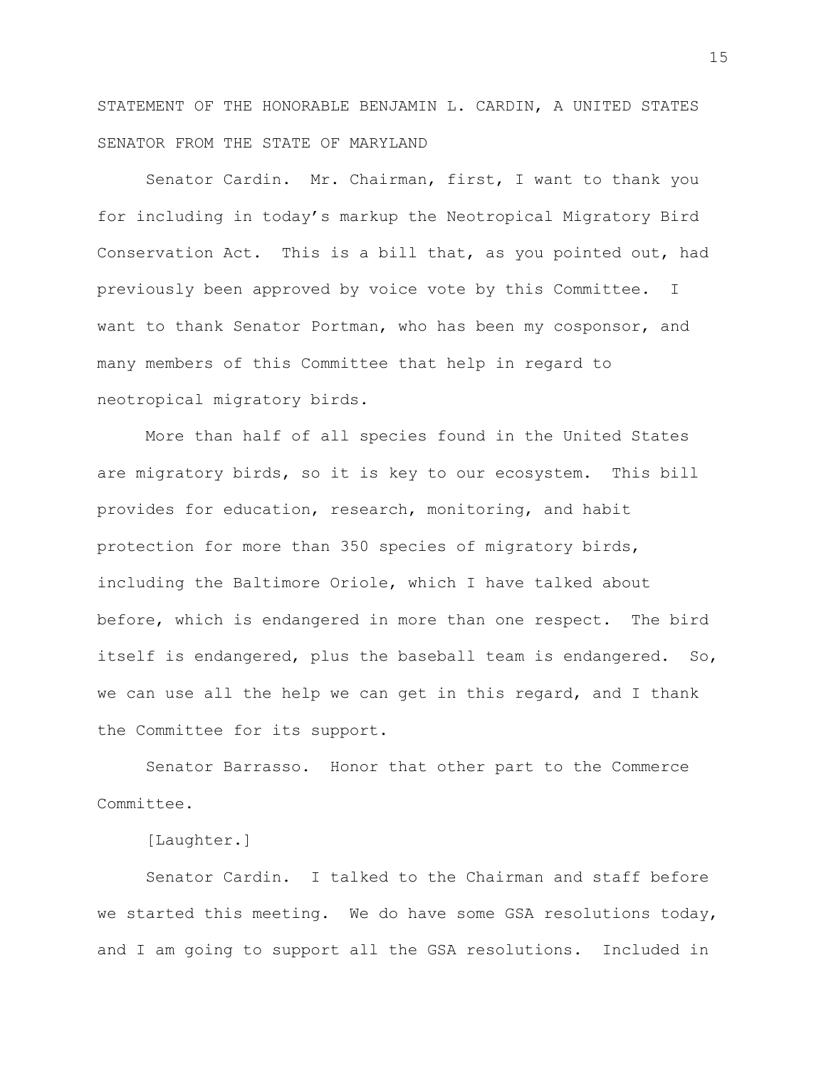STATEMENT OF THE HONORABLE BENJAMIN L. CARDIN, A UNITED STATES SENATOR FROM THE STATE OF MARYLAND

Senator Cardin. Mr. Chairman, first, I want to thank you for including in today's markup the Neotropical Migratory Bird Conservation Act. This is a bill that, as you pointed out, had previously been approved by voice vote by this Committee. I want to thank Senator Portman, who has been my cosponsor, and many members of this Committee that help in regard to neotropical migratory birds.

More than half of all species found in the United States are migratory birds, so it is key to our ecosystem. This bill provides for education, research, monitoring, and habit protection for more than 350 species of migratory birds, including the Baltimore Oriole, which I have talked about before, which is endangered in more than one respect. The bird itself is endangered, plus the baseball team is endangered. So, we can use all the help we can get in this regard, and I thank the Committee for its support.

Senator Barrasso. Honor that other part to the Commerce Committee.

[Laughter.]

Senator Cardin. I talked to the Chairman and staff before we started this meeting. We do have some GSA resolutions today, and I am going to support all the GSA resolutions. Included in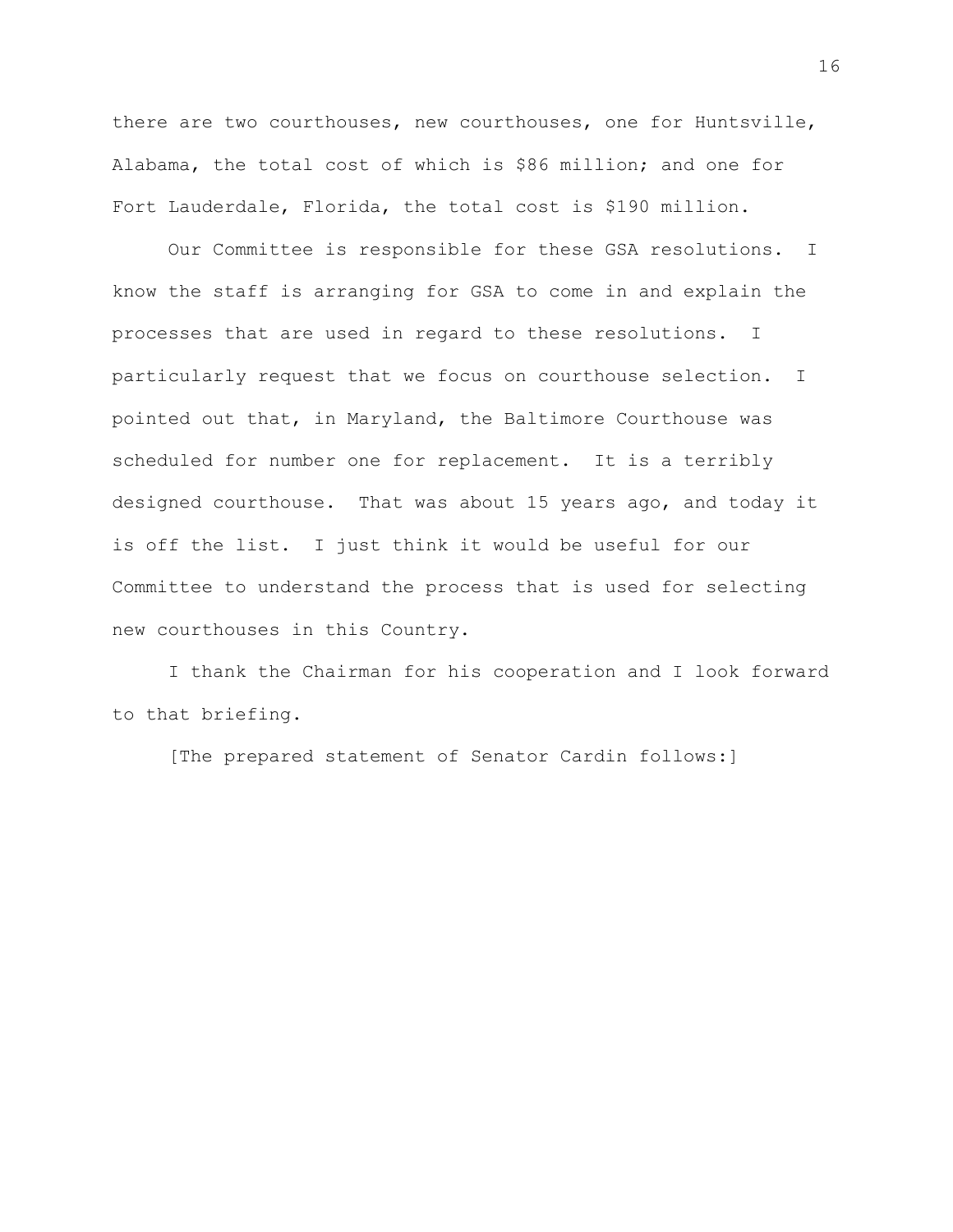there are two courthouses, new courthouses, one for Huntsville, Alabama, the total cost of which is $86 million; and one for Fort Lauderdale, Florida, the total cost is $190 million.

Our Committee is responsible for these GSA resolutions. I know the staff is arranging for GSA to come in and explain the processes that are used in regard to these resolutions. I particularly request that we focus on courthouse selection. I pointed out that, in Maryland, the Baltimore Courthouse was scheduled for number one for replacement. It is a terribly designed courthouse. That was about 15 years ago, and today it is off the list. I just think it would be useful for our Committee to understand the process that is used for selecting new courthouses in this Country.

I thank the Chairman for his cooperation and I look forward to that briefing.

[The prepared statement of Senator Cardin follows:]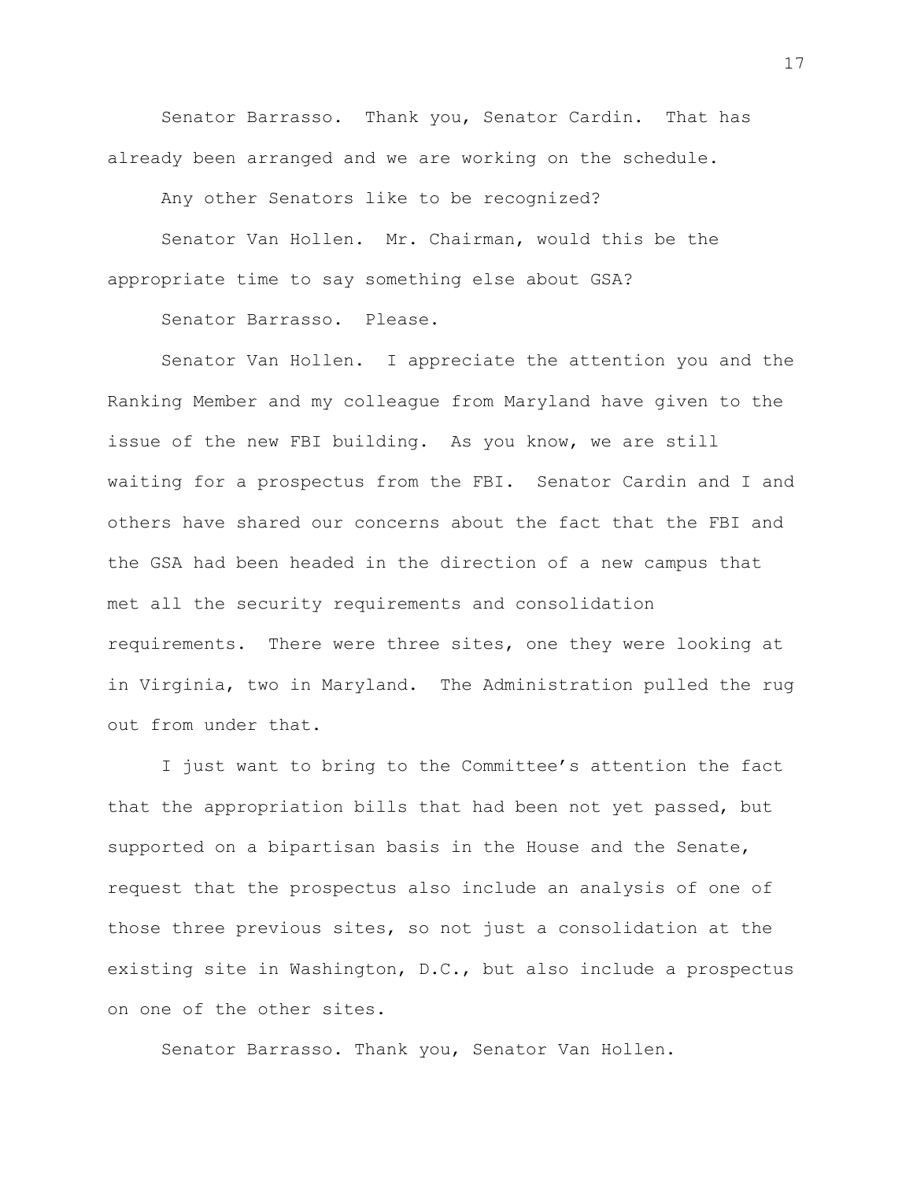Senator Barrasso. Thank you, Senator Cardin. That has already been arranged and we are working on the schedule.

Any other Senators like to be recognized?

Senator Van Hollen. Mr. Chairman, would this be the appropriate time to say something else about GSA?

Senator Barrasso. Please.

Senator Van Hollen. I appreciate the attention you and the Ranking Member and my colleague from Maryland have given to the issue of the new FBI building. As you know, we are still waiting for a prospectus from the FBI. Senator Cardin and I and others have shared our concerns about the fact that the FBI and the GSA had been headed in the direction of a new campus that met all the security requirements and consolidation requirements. There were three sites, one they were looking at in Virginia, two in Maryland. The Administration pulled the rug out from under that.

I just want to bring to the Committee's attention the fact that the appropriation bills that had been not yet passed, but supported on a bipartisan basis in the House and the Senate, request that the prospectus also include an analysis of one of those three previous sites, so not just a consolidation at the existing site in Washington, D.C., but also include a prospectus on one of the other sites.

Senator Barrasso. Thank you, Senator Van Hollen.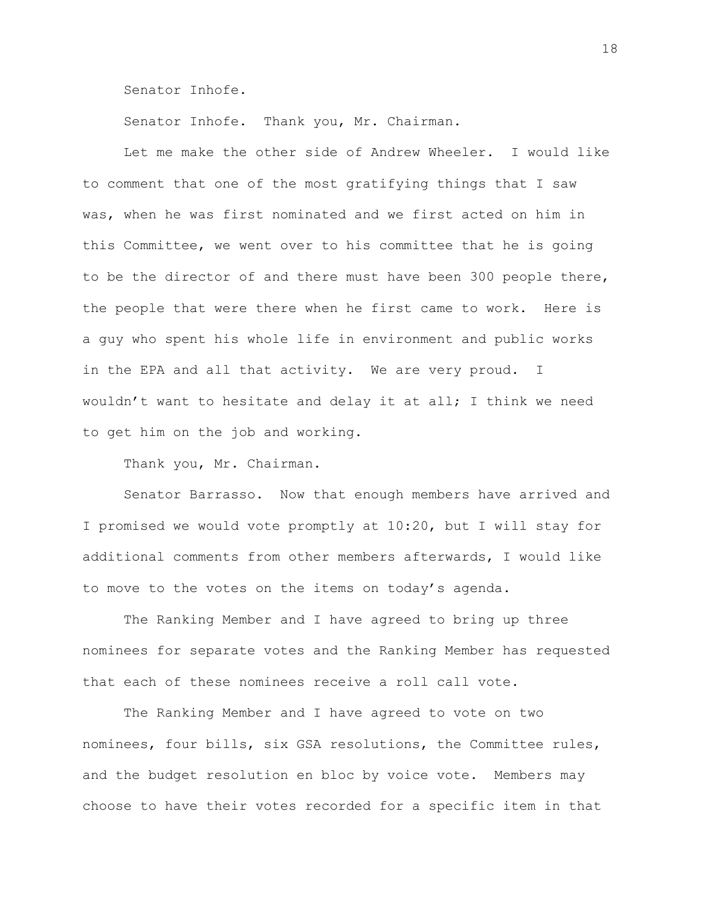Senator Inhofe.

Senator Inhofe. Thank you, Mr. Chairman.

Let me make the other side of Andrew Wheeler. I would like to comment that one of the most gratifying things that I saw was, when he was first nominated and we first acted on him in this Committee, we went over to his committee that he is going to be the director of and there must have been 300 people there, the people that were there when he first came to work. Here is a guy who spent his whole life in environment and public works in the EPA and all that activity. We are very proud. I wouldn't want to hesitate and delay it at all; I think we need to get him on the job and working.

Thank you, Mr. Chairman.

Senator Barrasso. Now that enough members have arrived and I promised we would vote promptly at 10:20, but I will stay for additional comments from other members afterwards, I would like to move to the votes on the items on today's agenda.

The Ranking Member and I have agreed to bring up three nominees for separate votes and the Ranking Member has requested that each of these nominees receive a roll call vote.

The Ranking Member and I have agreed to vote on two nominees, four bills, six GSA resolutions, the Committee rules, and the budget resolution en bloc by voice vote. Members may choose to have their votes recorded for a specific item in that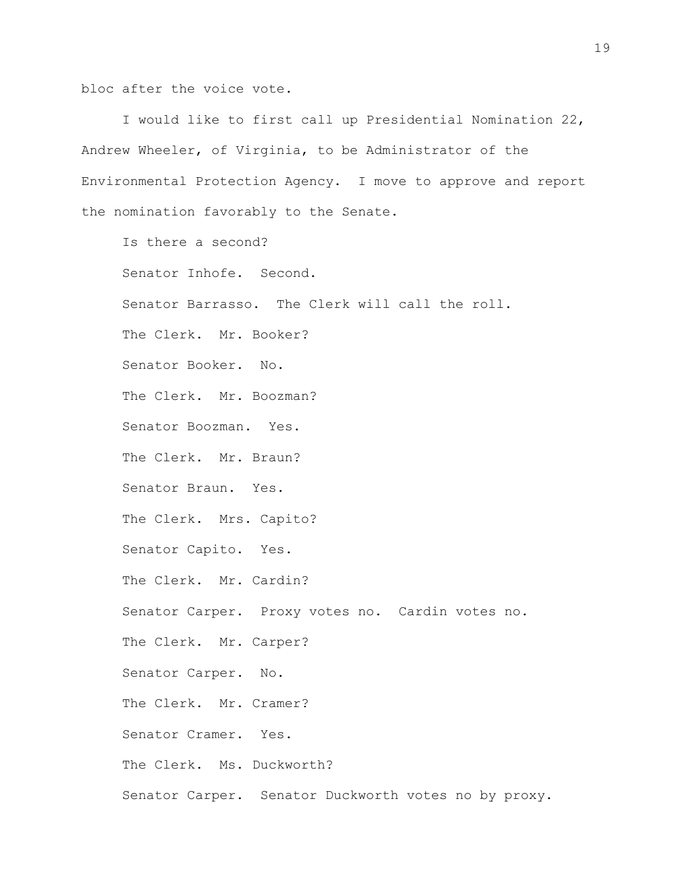bloc after the voice vote.

I would like to first call up Presidential Nomination 22, Andrew Wheeler, of Virginia, to be Administrator of the Environmental Protection Agency. I move to approve and report the nomination favorably to the Senate.

Is there a second?

Senator Inhofe. Second.

Senator Barrasso. The Clerk will call the roll.

The Clerk. Mr. Booker?

Senator Booker. No.

The Clerk. Mr. Boozman?

Senator Boozman. Yes.

The Clerk. Mr. Braun?

Senator Braun. Yes.

The Clerk. Mrs. Capito?

Senator Capito. Yes.

The Clerk. Mr. Cardin?

Senator Carper. Proxy votes no. Cardin votes no.

The Clerk. Mr. Carper?

Senator Carper. No.

The Clerk. Mr. Cramer?

Senator Cramer. Yes.

The Clerk. Ms. Duckworth?

Senator Carper. Senator Duckworth votes no by proxy.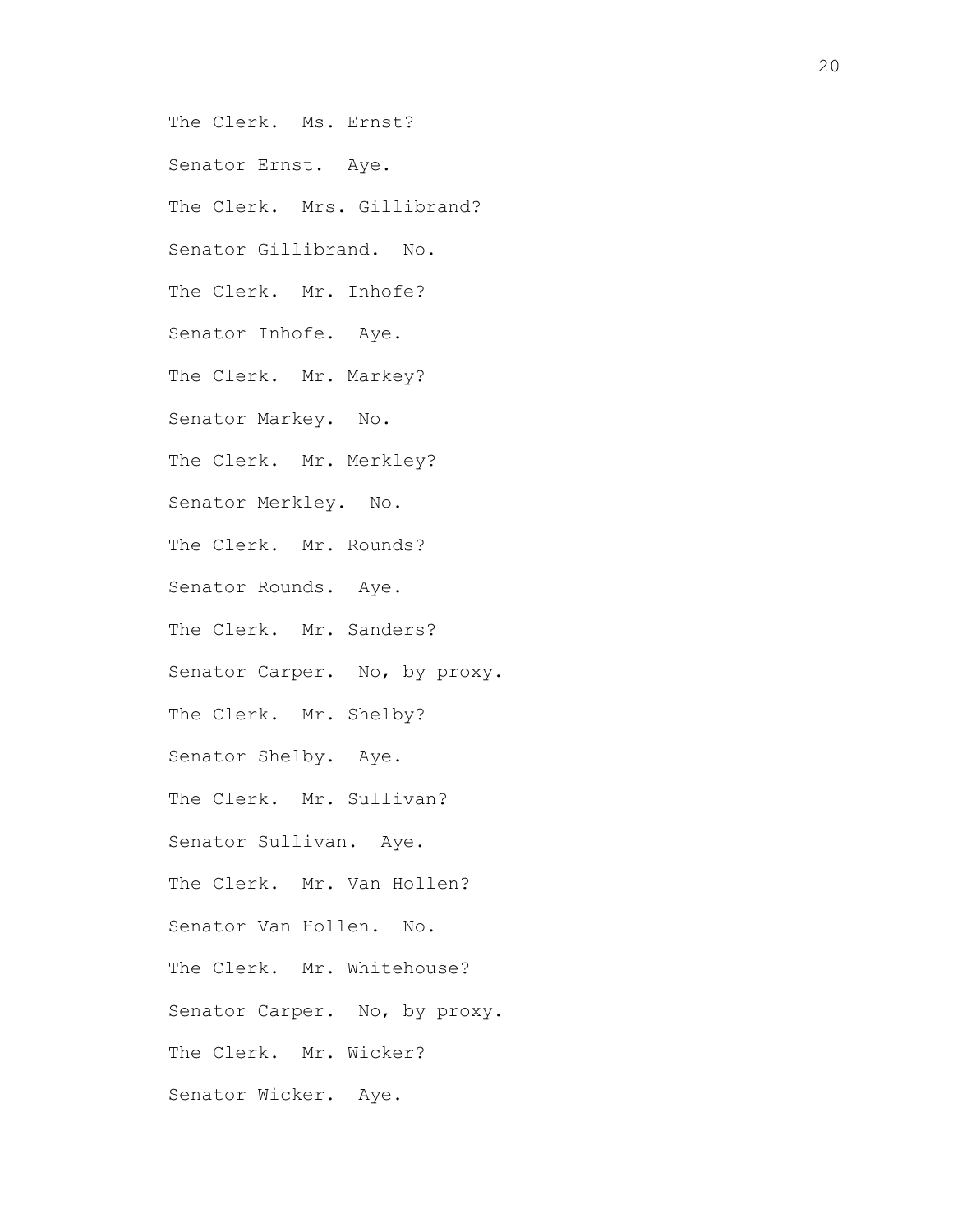The Clerk. Ms. Ernst?

Senator Ernst. Aye.

The Clerk. Mrs. Gillibrand?

Senator Gillibrand. No.

The Clerk. Mr. Inhofe?

Senator Inhofe. Aye.

The Clerk. Mr. Markey?

Senator Markey. No.

The Clerk. Mr. Merkley?

Senator Merkley. No.

The Clerk. Mr. Rounds?

Senator Rounds. Aye.

The Clerk. Mr. Sanders?

Senator Carper. No, by proxy.

The Clerk. Mr. Shelby?

Senator Shelby. Aye.

The Clerk. Mr. Sullivan?

Senator Sullivan. Aye.

The Clerk. Mr. Van Hollen?

Senator Van Hollen. No.

The Clerk. Mr. Whitehouse?

Senator Carper. No, by proxy.

The Clerk. Mr. Wicker?

Senator Wicker. Aye.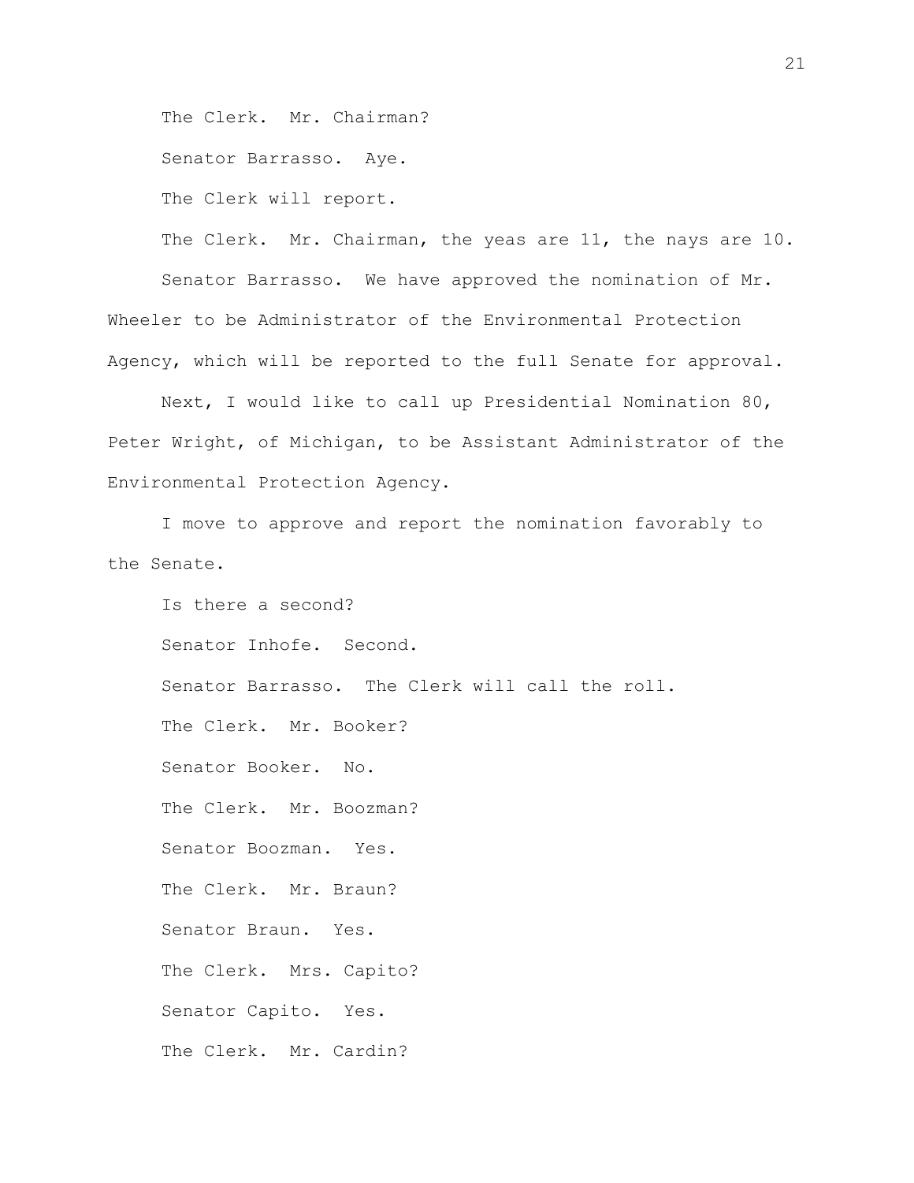The Clerk. Mr. Chairman?

Senator Barrasso. Aye.

The Clerk will report.

The Clerk. Mr. Chairman, the yeas are 11, the nays are 10.

Senator Barrasso. We have approved the nomination of Mr. Wheeler to be Administrator of the Environmental Protection Agency, which will be reported to the full Senate for approval.

Next, I would like to call up Presidential Nomination 80, Peter Wright, of Michigan, to be Assistant Administrator of the Environmental Protection Agency.

I move to approve and report the nomination favorably to the Senate.

Is there a second?

Senator Inhofe. Second.

Senator Barrasso. The Clerk will call the roll.

The Clerk. Mr. Booker?

Senator Booker. No.

The Clerk. Mr. Boozman?

Senator Boozman. Yes.

The Clerk. Mr. Braun?

Senator Braun. Yes.

The Clerk. Mrs. Capito?

Senator Capito. Yes.

The Clerk. Mr. Cardin?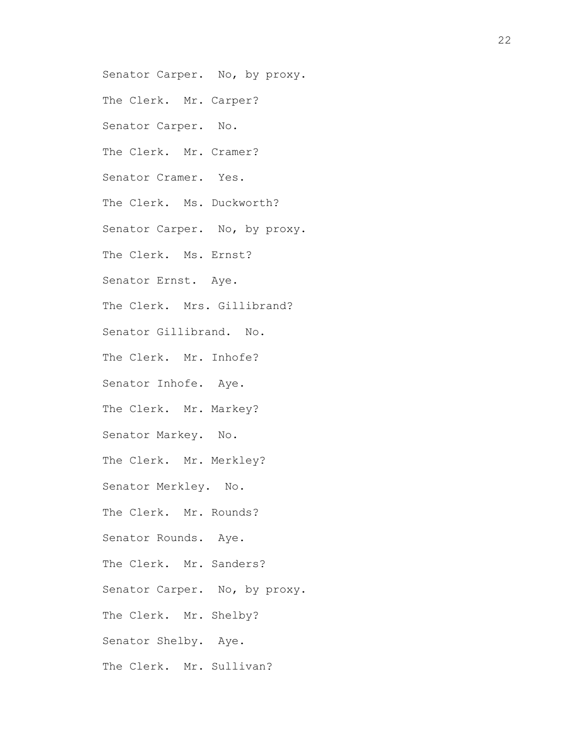Senator Carper. No, by proxy.

The Clerk. Mr. Carper?

Senator Carper. No.

The Clerk. Mr. Cramer?

Senator Cramer. Yes.

The Clerk. Ms. Duckworth?

Senator Carper. No, by proxy.

The Clerk. Ms. Ernst?

Senator Ernst. Aye.

The Clerk. Mrs. Gillibrand?

Senator Gillibrand. No.

The Clerk. Mr. Inhofe?

Senator Inhofe. Aye.

The Clerk. Mr. Markey?

Senator Markey. No.

The Clerk. Mr. Merkley?

Senator Merkley. No.

The Clerk. Mr. Rounds?

Senator Rounds. Aye.

The Clerk. Mr. Sanders?

Senator Carper. No, by proxy.

The Clerk. Mr. Shelby?

Senator Shelby. Aye.

The Clerk. Mr. Sullivan?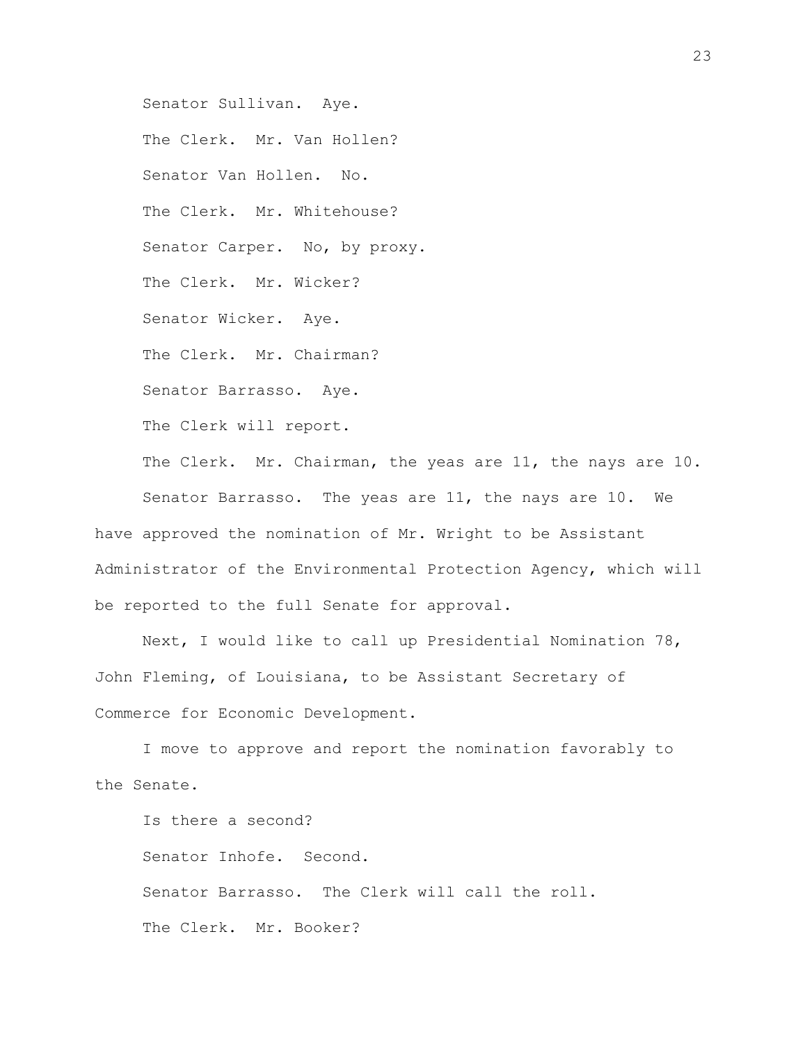Senator Sullivan. Aye.

The Clerk. Mr. Van Hollen?

Senator Van Hollen. No.

The Clerk. Mr. Whitehouse?

Senator Carper. No, by proxy.

The Clerk. Mr. Wicker?

Senator Wicker. Aye.

The Clerk. Mr. Chairman?

Senator Barrasso. Aye.

The Clerk will report.

The Clerk. Mr. Chairman, the yeas are 11, the nays are 10.

Senator Barrasso. The yeas are 11, the nays are 10. We have approved the nomination of Mr. Wright to be Assistant Administrator of the Environmental Protection Agency, which will be reported to the full Senate for approval.

Next, I would like to call up Presidential Nomination 78, John Fleming, of Louisiana, to be Assistant Secretary of Commerce for Economic Development.

I move to approve and report the nomination favorably to the Senate.

Is there a second?

Senator Inhofe. Second.

Senator Barrasso. The Clerk will call the roll.

The Clerk. Mr. Booker?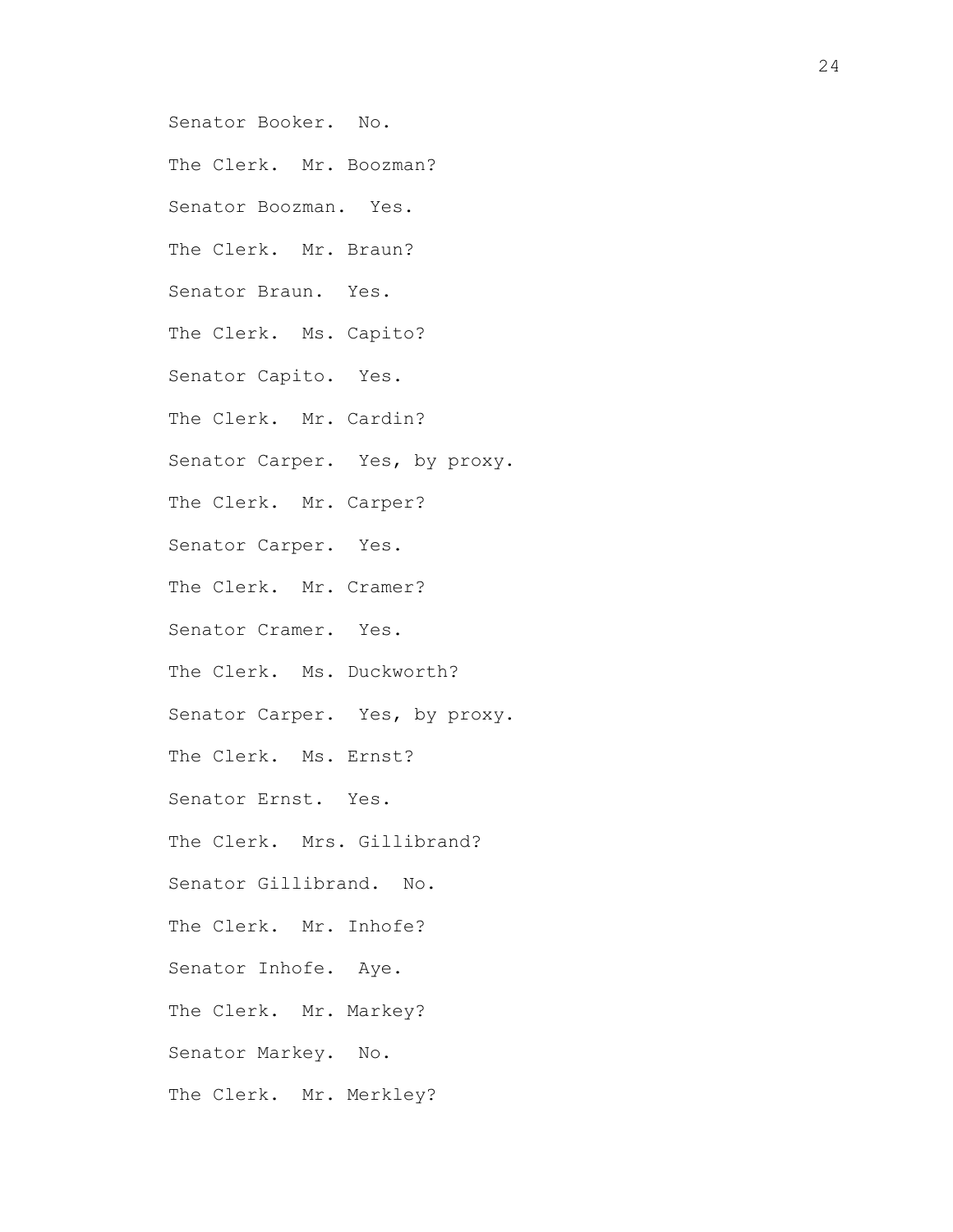Senator Booker. No.

The Clerk. Mr. Boozman?

Senator Boozman. Yes.

The Clerk. Mr. Braun?

Senator Braun. Yes.

The Clerk. Ms. Capito?

Senator Capito. Yes.

The Clerk. Mr. Cardin?

Senator Carper. Yes, by proxy.

The Clerk. Mr. Carper?

Senator Carper. Yes.

The Clerk. Mr. Cramer?

Senator Cramer. Yes.

The Clerk. Ms. Duckworth?

Senator Carper. Yes, by proxy.

The Clerk. Ms. Ernst?

Senator Ernst. Yes.

The Clerk. Mrs. Gillibrand?

Senator Gillibrand. No.

The Clerk. Mr. Inhofe?

Senator Inhofe. Aye.

The Clerk. Mr. Markey?

Senator Markey. No.

The Clerk. Mr. Merkley?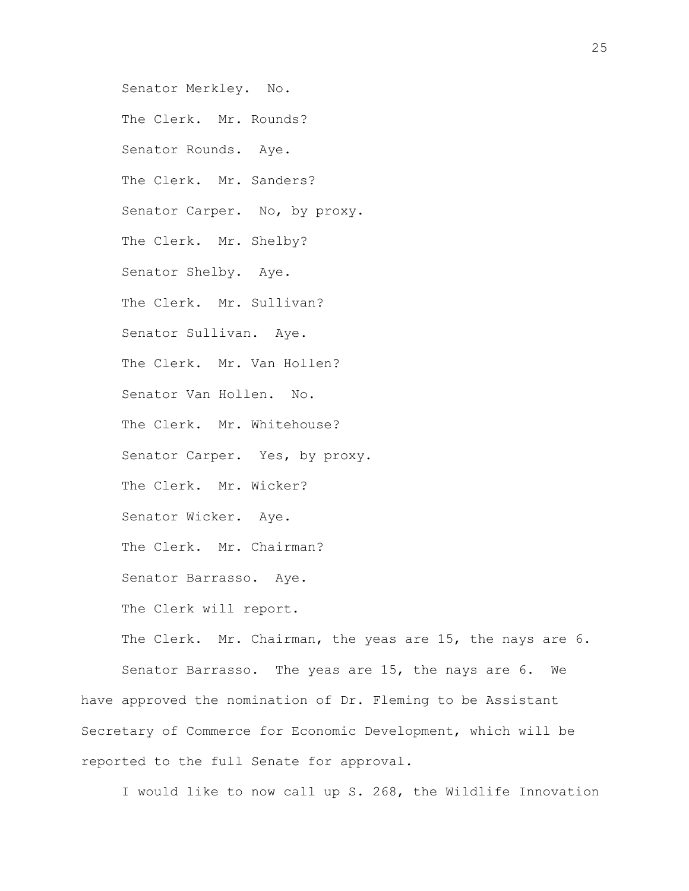Senator Merkley. No.

The Clerk. Mr. Rounds?

Senator Rounds. Aye.

The Clerk. Mr. Sanders?

Senator Carper. No, by proxy.

The Clerk. Mr. Shelby?

Senator Shelby. Aye.

The Clerk. Mr. Sullivan?

Senator Sullivan. Aye.

The Clerk. Mr. Van Hollen?

Senator Van Hollen. No.

The Clerk. Mr. Whitehouse?

Senator Carper. Yes, by proxy.

The Clerk. Mr. Wicker?

Senator Wicker. Aye.

The Clerk. Mr. Chairman?

Senator Barrasso. Aye.

The Clerk will report.

The Clerk. Mr. Chairman, the yeas are 15, the nays are 6.

Senator Barrasso. The yeas are 15, the nays are 6. We have approved the nomination of Dr. Fleming to be Assistant Secretary of Commerce for Economic Development, which will be reported to the full Senate for approval.

I would like to now call up S. 268, the Wildlife Innovation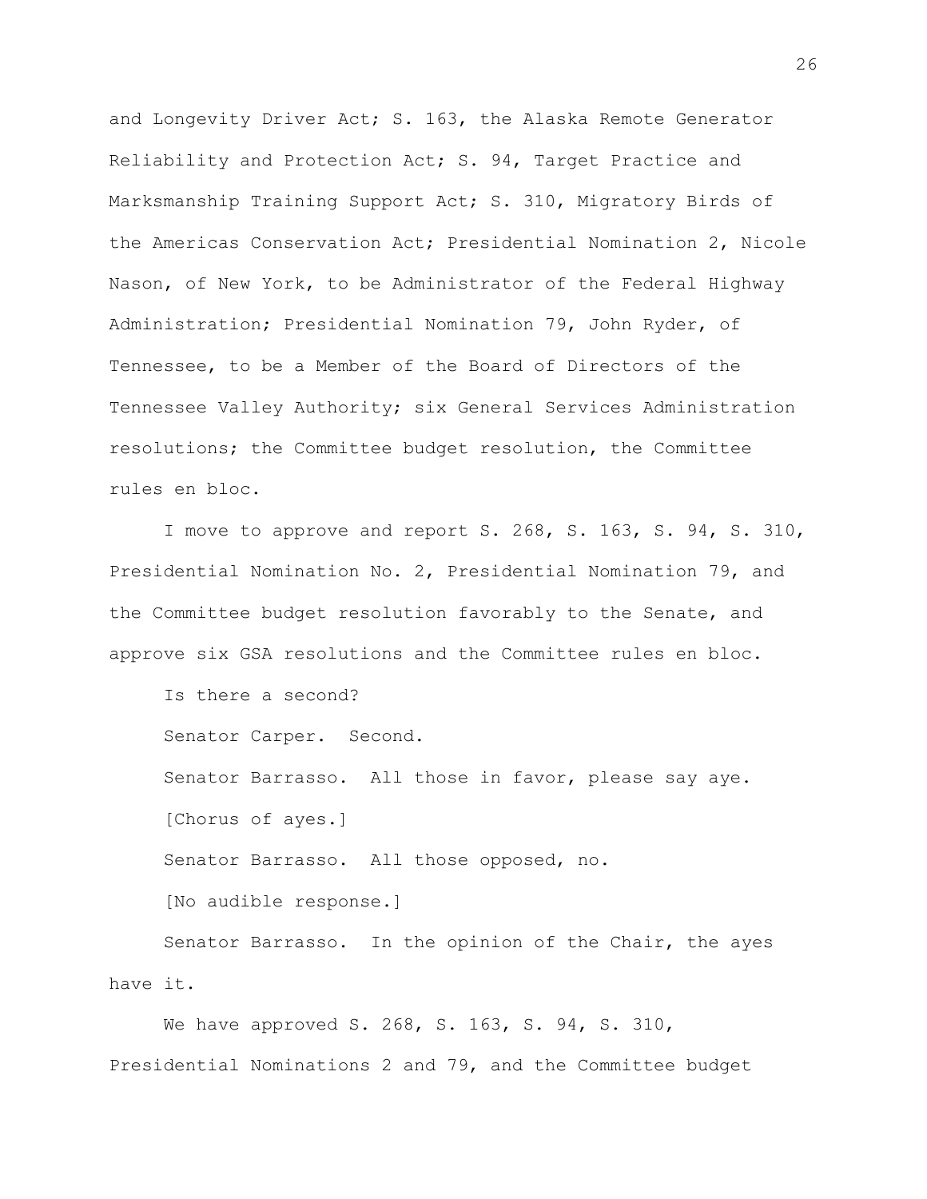and Longevity Driver Act; S. 163, the Alaska Remote Generator Reliability and Protection Act; S. 94, Target Practice and Marksmanship Training Support Act; S. 310, Migratory Birds of the Americas Conservation Act; Presidential Nomination 2, Nicole Nason, of New York, to be Administrator of the Federal Highway Administration; Presidential Nomination 79, John Ryder, of Tennessee, to be a Member of the Board of Directors of the Tennessee Valley Authority; six General Services Administration resolutions; the Committee budget resolution, the Committee rules en bloc.

I move to approve and report S. 268, S. 163, S. 94, S. 310, Presidential Nomination No. 2, Presidential Nomination 79, and the Committee budget resolution favorably to the Senate, and approve six GSA resolutions and the Committee rules en bloc.

Is there a second?

Senator Carper. Second.

Senator Barrasso. All those in favor, please say aye.

[Chorus of ayes.]

Senator Barrasso. All those opposed, no.

[No audible response.]

Senator Barrasso. In the opinion of the Chair, the ayes have it.

We have approved S. 268, S. 163, S. 94, S. 310, Presidential Nominations 2 and 79, and the Committee budget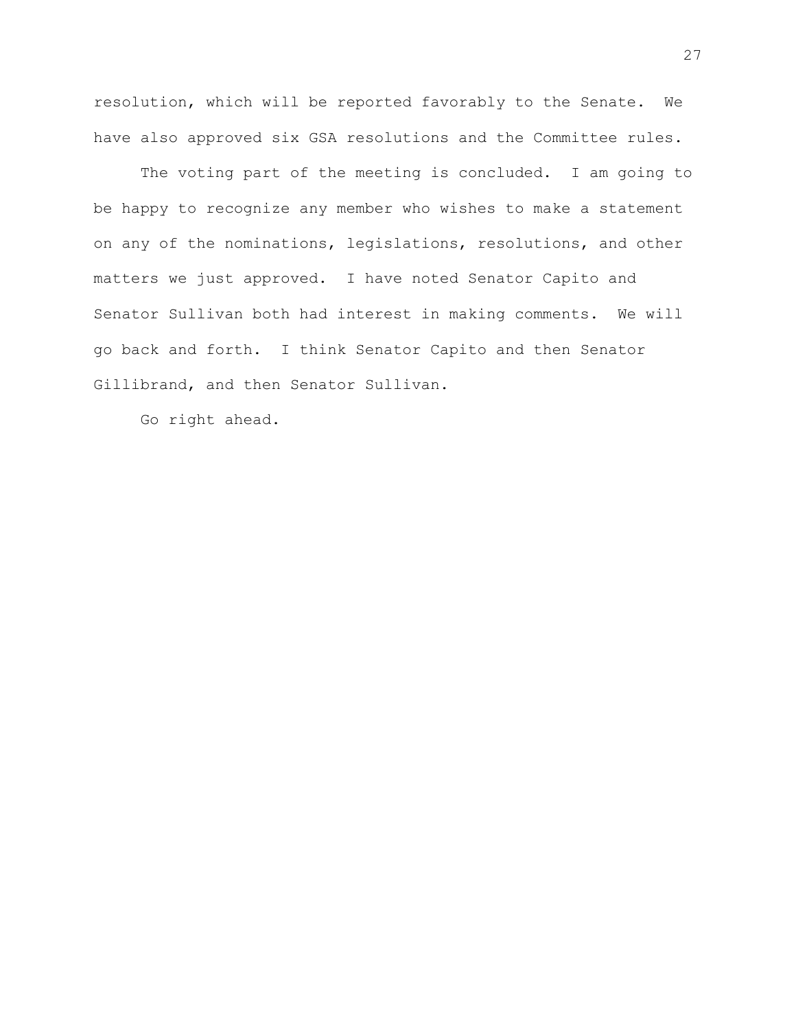resolution, which will be reported favorably to the Senate. We have also approved six GSA resolutions and the Committee rules.

The voting part of the meeting is concluded. I am going to be happy to recognize any member who wishes to make a statement on any of the nominations, legislations, resolutions, and other matters we just approved. I have noted Senator Capito and Senator Sullivan both had interest in making comments. We will go back and forth. I think Senator Capito and then Senator Gillibrand, and then Senator Sullivan.

Go right ahead.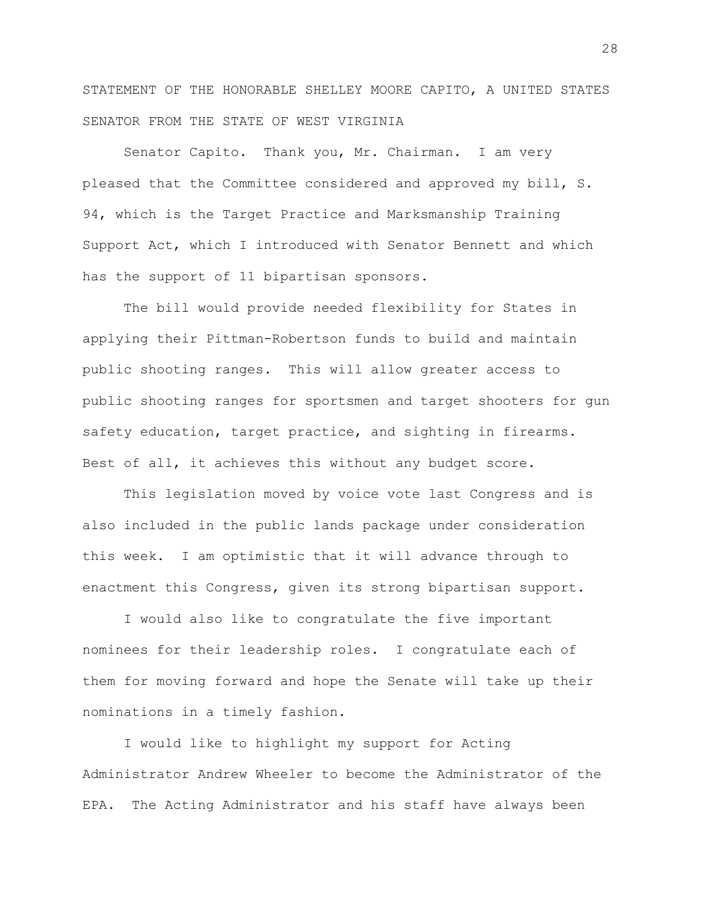STATEMENT OF THE HONORABLE SHELLEY MOORE CAPITO, A UNITED STATES SENATOR FROM THE STATE OF WEST VIRGINIA

Senator Capito. Thank you, Mr. Chairman. I am very pleased that the Committee considered and approved my bill, S. 94, which is the Target Practice and Marksmanship Training Support Act, which I introduced with Senator Bennett and which has the support of 11 bipartisan sponsors.

The bill would provide needed flexibility for States in applying their Pittman-Robertson funds to build and maintain public shooting ranges. This will allow greater access to public shooting ranges for sportsmen and target shooters for gun safety education, target practice, and sighting in firearms. Best of all, it achieves this without any budget score.

This legislation moved by voice vote last Congress and is also included in the public lands package under consideration this week. I am optimistic that it will advance through to enactment this Congress, given its strong bipartisan support.

I would also like to congratulate the five important nominees for their leadership roles. I congratulate each of them for moving forward and hope the Senate will take up their nominations in a timely fashion.

I would like to highlight my support for Acting Administrator Andrew Wheeler to become the Administrator of the EPA. The Acting Administrator and his staff have always been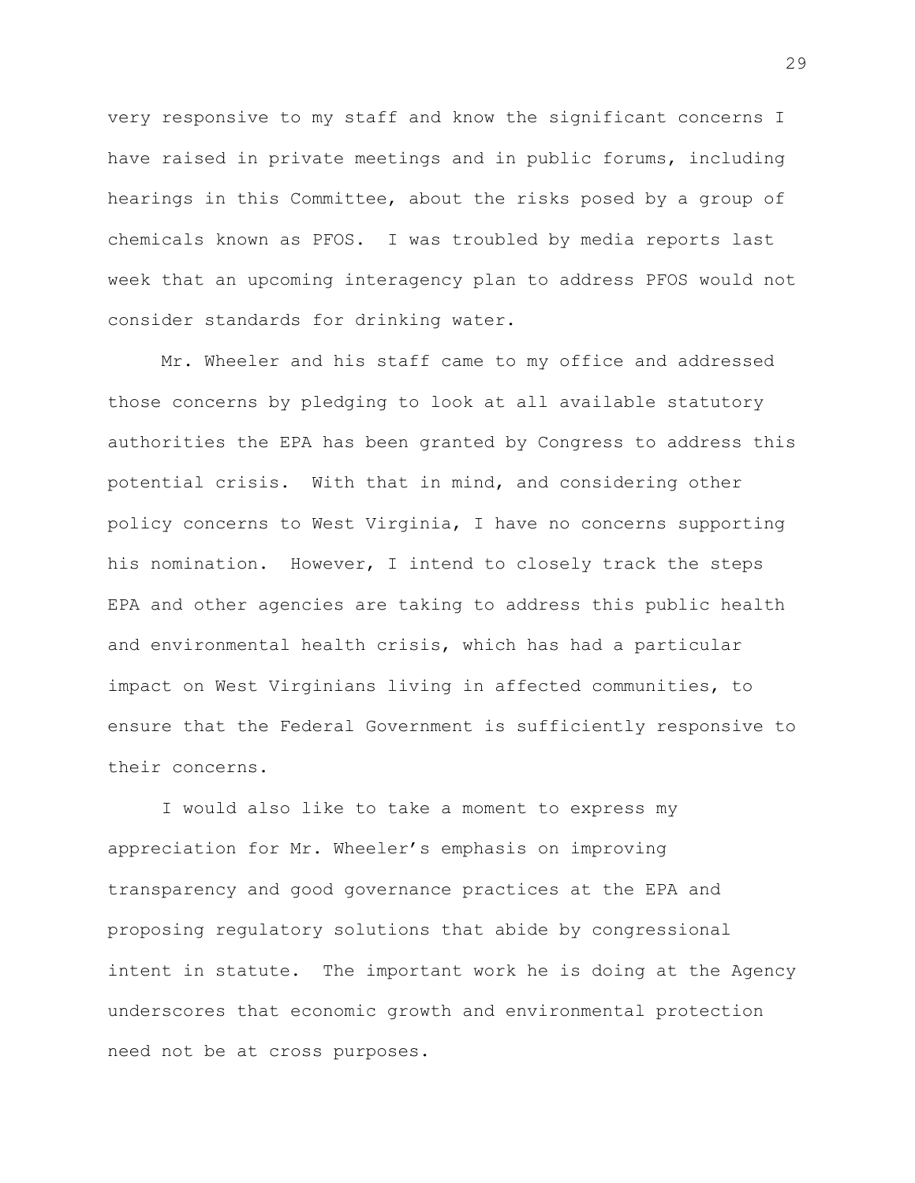very responsive to my staff and know the significant concerns I have raised in private meetings and in public forums, including hearings in this Committee, about the risks posed by a group of chemicals known as PFOS. I was troubled by media reports last week that an upcoming interagency plan to address PFOS would not consider standards for drinking water.

Mr. Wheeler and his staff came to my office and addressed those concerns by pledging to look at all available statutory authorities the EPA has been granted by Congress to address this potential crisis. With that in mind, and considering other policy concerns to West Virginia, I have no concerns supporting his nomination. However, I intend to closely track the steps EPA and other agencies are taking to address this public health and environmental health crisis, which has had a particular impact on West Virginians living in affected communities, to ensure that the Federal Government is sufficiently responsive to their concerns.

I would also like to take a moment to express my appreciation for Mr. Wheeler's emphasis on improving transparency and good governance practices at the EPA and proposing regulatory solutions that abide by congressional intent in statute. The important work he is doing at the Agency underscores that economic growth and environmental protection need not be at cross purposes.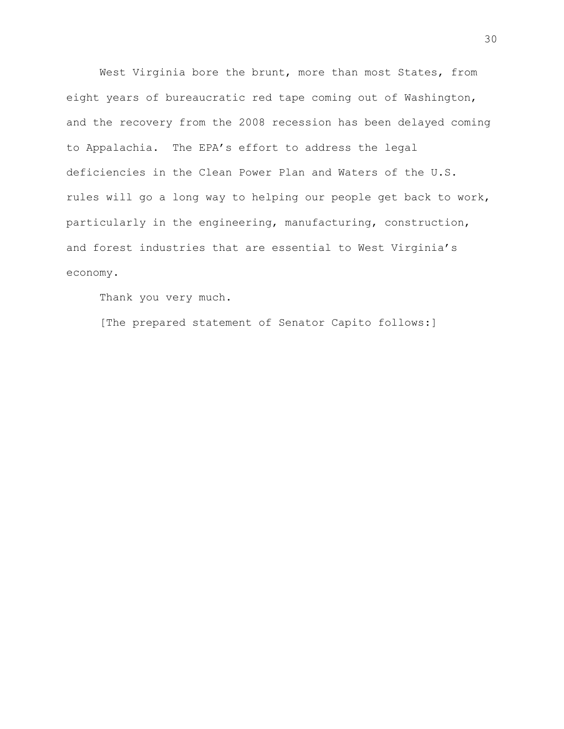West Virginia bore the brunt, more than most States, from eight years of bureaucratic red tape coming out of Washington, and the recovery from the 2008 recession has been delayed coming to Appalachia. The EPA's effort to address the legal deficiencies in the Clean Power Plan and Waters of the U.S. rules will go a long way to helping our people get back to work, particularly in the engineering, manufacturing, construction, and forest industries that are essential to West Virginia's economy.

Thank you very much.

[The prepared statement of Senator Capito follows:]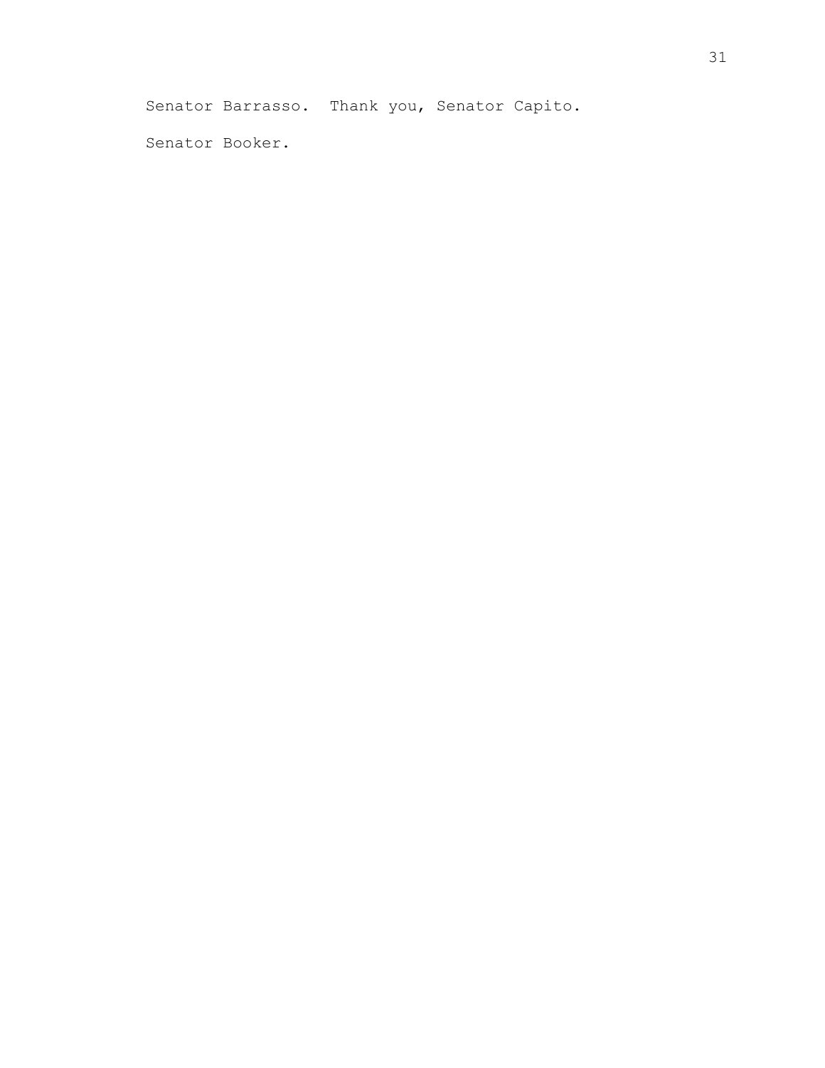Senator Barrasso. Thank you, Senator Capito.

Senator Booker.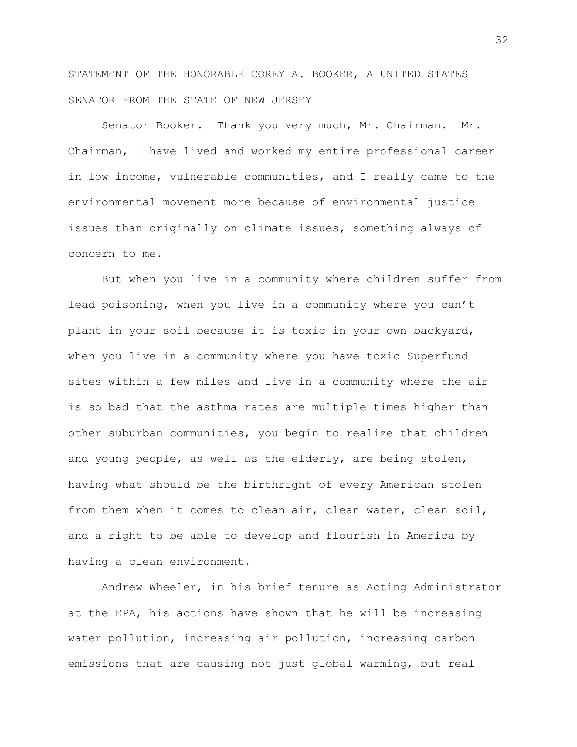STATEMENT OF THE HONORABLE COREY A. BOOKER, A UNITED STATES SENATOR FROM THE STATE OF NEW JERSEY

Senator Booker. Thank you very much, Mr. Chairman. Mr. Chairman, I have lived and worked my entire professional career in low income, vulnerable communities, and I really came to the environmental movement more because of environmental justice issues than originally on climate issues, something always of concern to me.

But when you live in a community where children suffer from lead poisoning, when you live in a community where you can't plant in your soil because it is toxic in your own backyard, when you live in a community where you have toxic Superfund sites within a few miles and live in a community where the air is so bad that the asthma rates are multiple times higher than other suburban communities, you begin to realize that children and young people, as well as the elderly, are being stolen, having what should be the birthright of every American stolen from them when it comes to clean air, clean water, clean soil, and a right to be able to develop and flourish in America by having a clean environment.

Andrew Wheeler, in his brief tenure as Acting Administrator at the EPA, his actions have shown that he will be increasing water pollution, increasing air pollution, increasing carbon emissions that are causing not just global warming, but real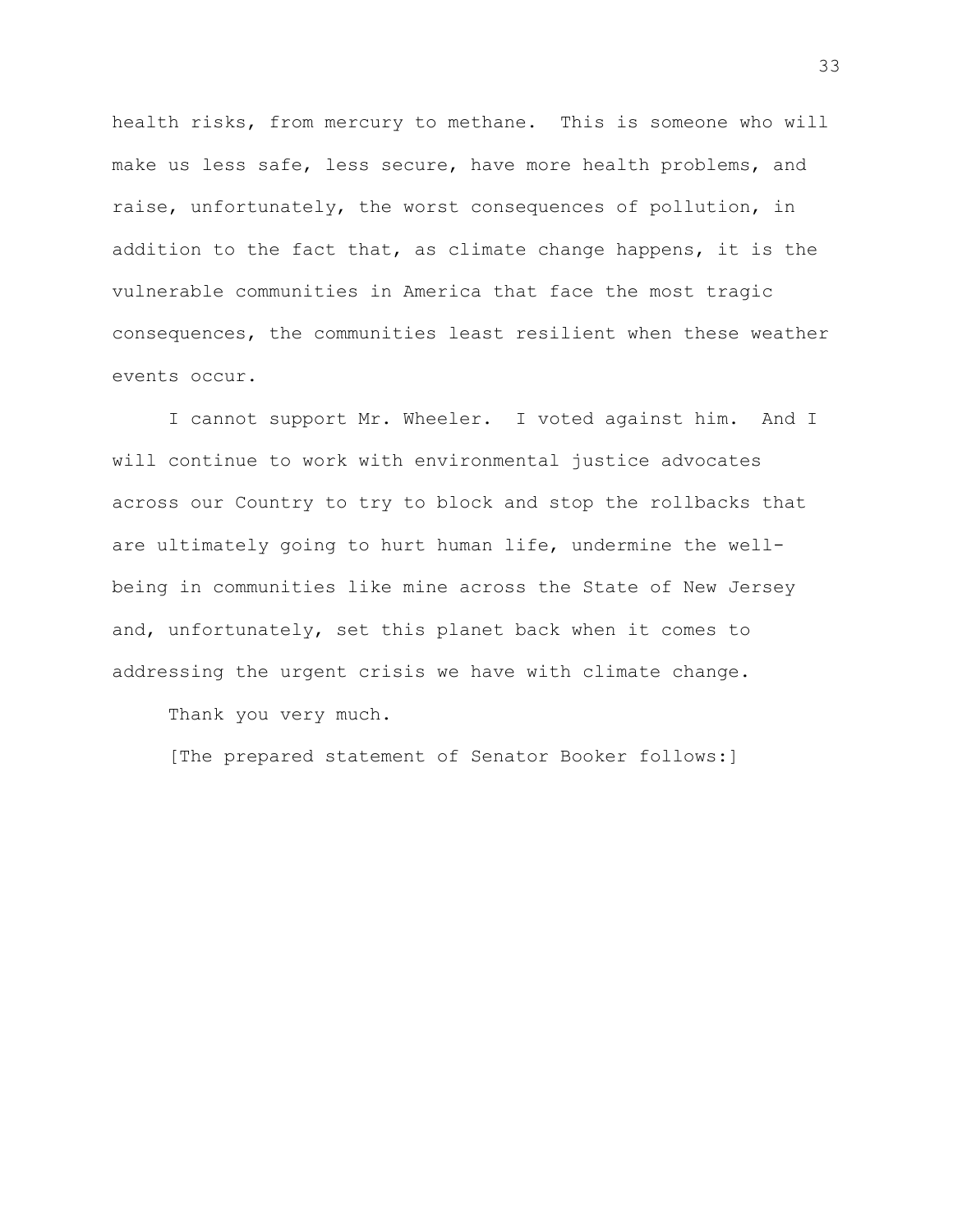health risks, from mercury to methane. This is someone who will make us less safe, less secure, have more health problems, and raise, unfortunately, the worst consequences of pollution, in addition to the fact that, as climate change happens, it is the vulnerable communities in America that face the most tragic consequences, the communities least resilient when these weather events occur.

I cannot support Mr. Wheeler. I voted against him. And I will continue to work with environmental justice advocates across our Country to try to block and stop the rollbacks that are ultimately going to hurt human life, undermine the well-being in communities like mine across the State of New Jersey and, unfortunately, set this planet back when it comes to addressing the urgent crisis we have with climate change.

Thank you very much.

[The prepared statement of Senator Booker follows:]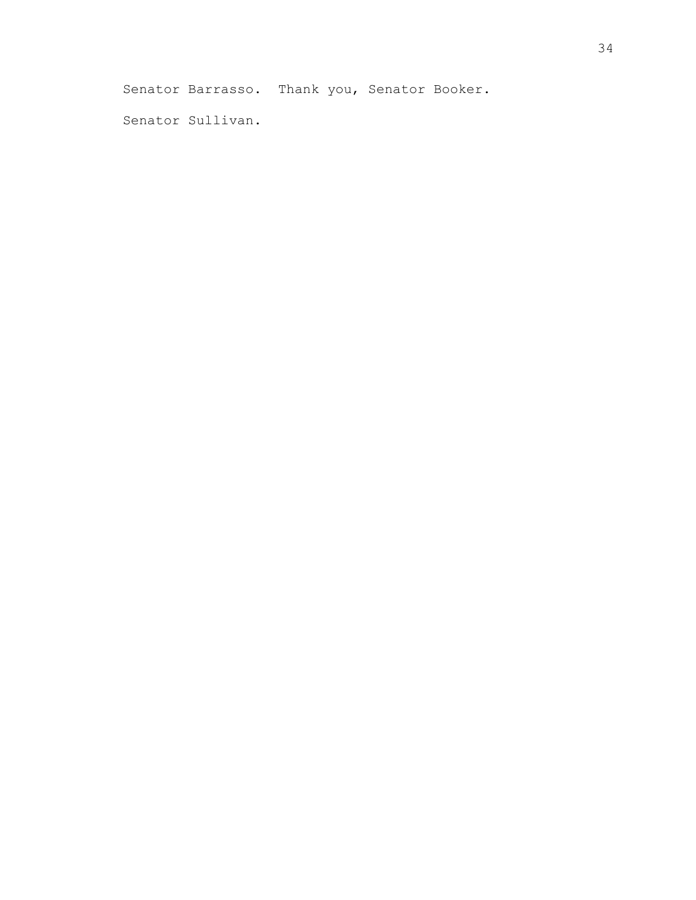Senator Barrasso. Thank you, Senator Booker.

Senator Sullivan.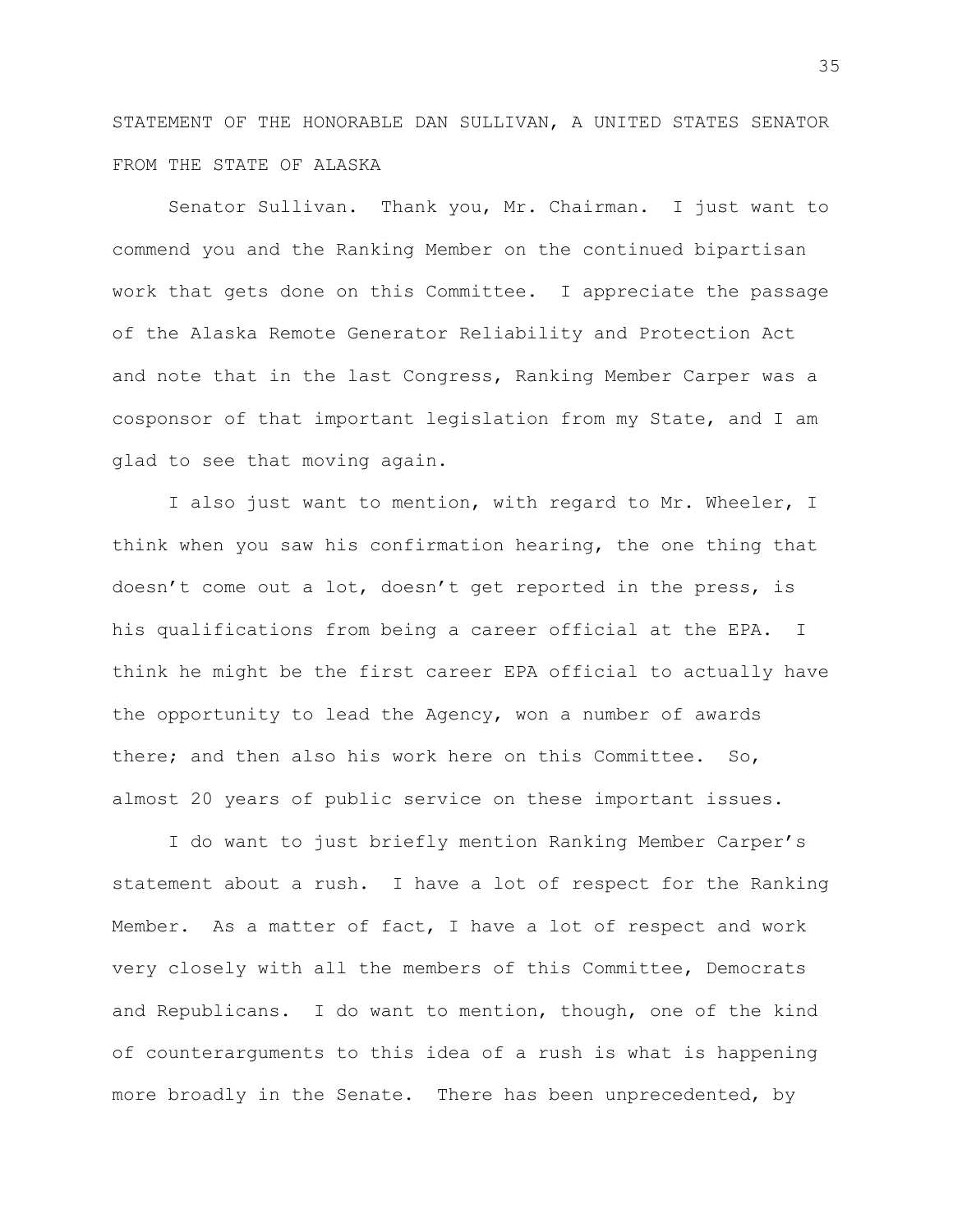STATEMENT OF THE HONORABLE DAN SULLIVAN, A UNITED STATES SENATOR FROM THE STATE OF ALASKA

Senator Sullivan. Thank you, Mr. Chairman. I just want to commend you and the Ranking Member on the continued bipartisan work that gets done on this Committee. I appreciate the passage of the Alaska Remote Generator Reliability and Protection Act and note that in the last Congress, Ranking Member Carper was a cosponsor of that important legislation from my State, and I am glad to see that moving again.

I also just want to mention, with regard to Mr. Wheeler, I think when you saw his confirmation hearing, the one thing that doesn't come out a lot, doesn't get reported in the press, is his qualifications from being a career official at the EPA. I think he might be the first career EPA official to actually have the opportunity to lead the Agency, won a number of awards there; and then also his work here on this Committee. So, almost 20 years of public service on these important issues.

I do want to just briefly mention Ranking Member Carper's statement about a rush. I have a lot of respect for the Ranking Member. As a matter of fact, I have a lot of respect and work very closely with all the members of this Committee, Democrats and Republicans. I do want to mention, though, one of the kind of counterarguments to this idea of a rush is what is happening more broadly in the Senate. There has been unprecedented, by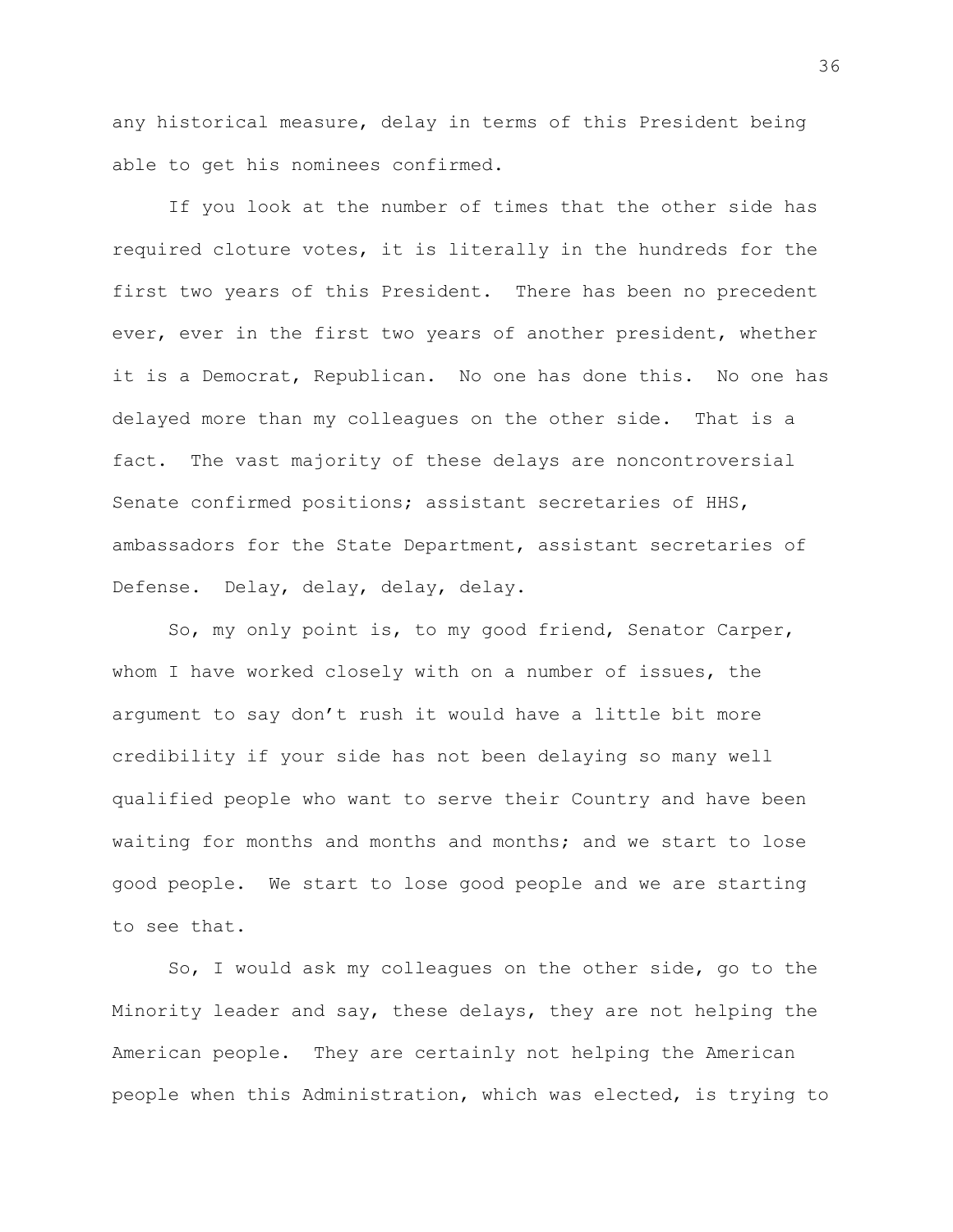any historical measure, delay in terms of this President being able to get his nominees confirmed.

If you look at the number of times that the other side has required cloture votes, it is literally in the hundreds for the first two years of this President. There has been no precedent ever, ever in the first two years of another president, whether it is a Democrat, Republican. No one has done this. No one has delayed more than my colleagues on the other side. That is a fact. The vast majority of these delays are noncontroversial Senate confirmed positions; assistant secretaries of HHS, ambassadors for the State Department, assistant secretaries of Defense. Delay, delay, delay, delay.

So, my only point is, to my good friend, Senator Carper, whom I have worked closely with on a number of issues, the argument to say don't rush it would have a little bit more credibility if your side has not been delaying so many well qualified people who want to serve their Country and have been waiting for months and months and months; and we start to lose good people. We start to lose good people and we are starting to see that.

So, I would ask my colleagues on the other side, go to the Minority leader and say, these delays, they are not helping the American people. They are certainly not helping the American people when this Administration, which was elected, is trying to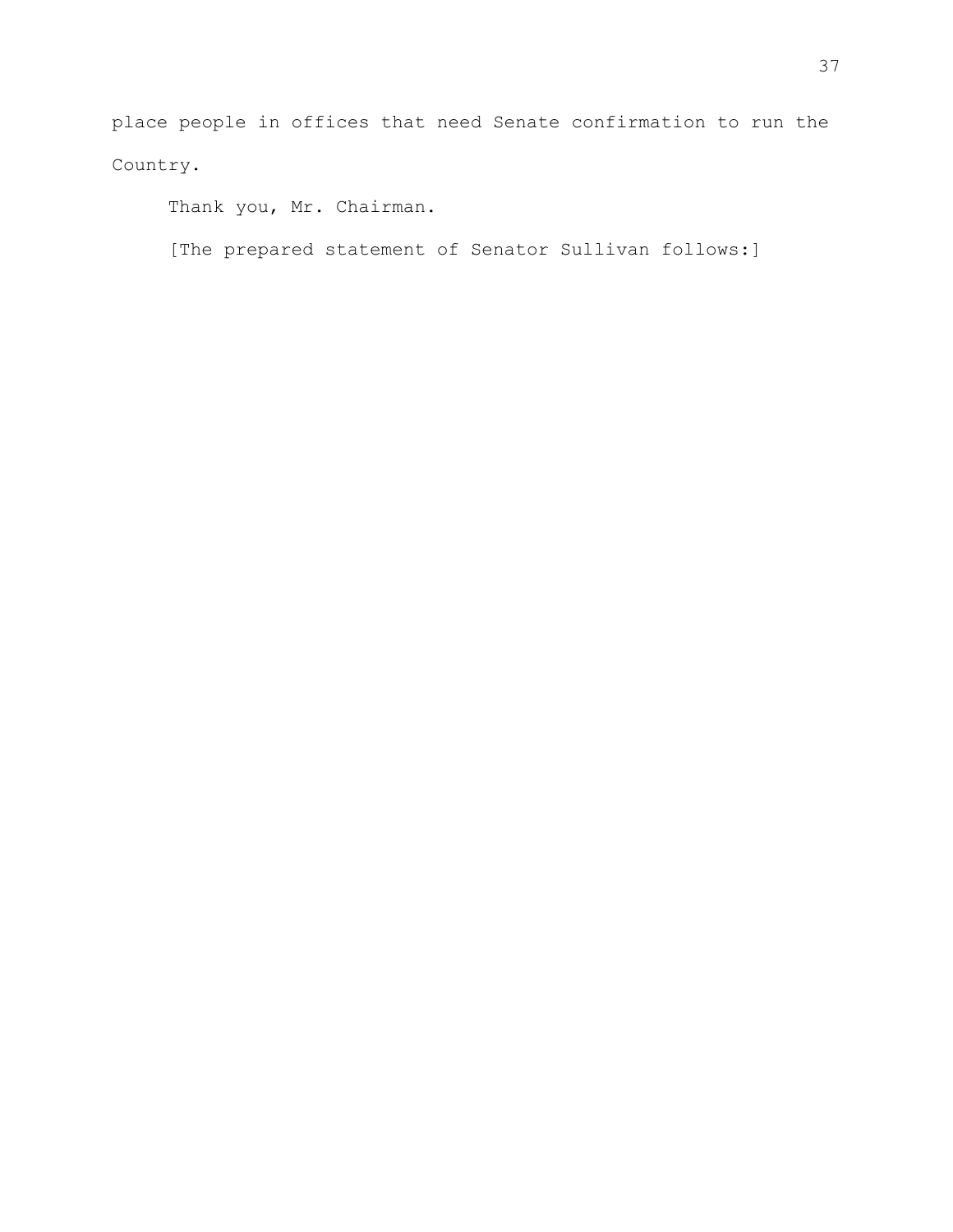place people in offices that need Senate confirmation to run the Country.

Thank you, Mr. Chairman.

[The prepared statement of Senator Sullivan follows:]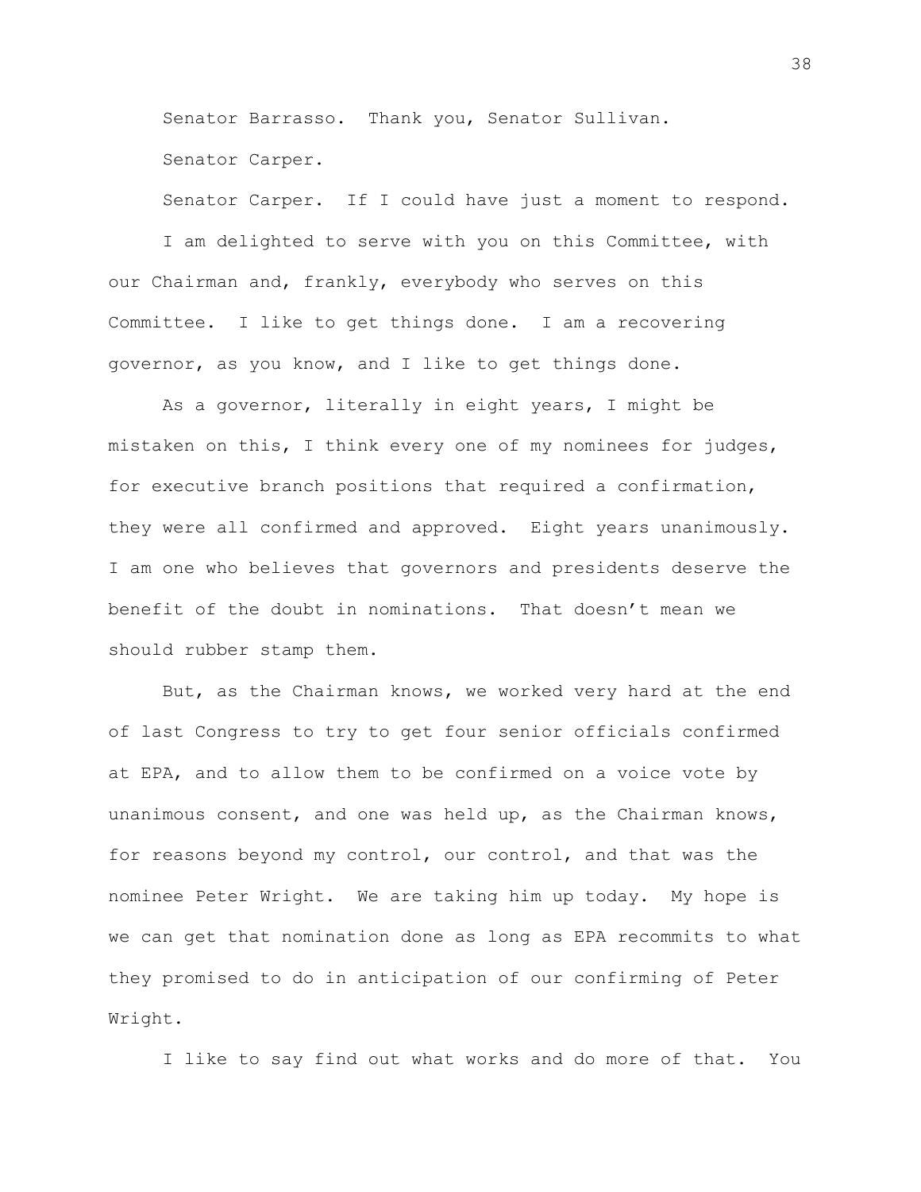Senator Barrasso. Thank you, Senator Sullivan.

Senator Carper.

Senator Carper. If I could have just a moment to respond.

I am delighted to serve with you on this Committee, with our Chairman and, frankly, everybody who serves on this Committee. I like to get things done. I am a recovering governor, as you know, and I like to get things done.

As a governor, literally in eight years, I might be mistaken on this, I think every one of my nominees for judges, for executive branch positions that required a confirmation, they were all confirmed and approved. Eight years unanimously. I am one who believes that governors and presidents deserve the benefit of the doubt in nominations. That doesn't mean we should rubber stamp them.

But, as the Chairman knows, we worked very hard at the end of last Congress to try to get four senior officials confirmed at EPA, and to allow them to be confirmed on a voice vote by unanimous consent, and one was held up, as the Chairman knows, for reasons beyond my control, our control, and that was the nominee Peter Wright. We are taking him up today. My hope is we can get that nomination done as long as EPA recommits to what they promised to do in anticipation of our confirming of Peter Wright.

I like to say find out what works and do more of that. You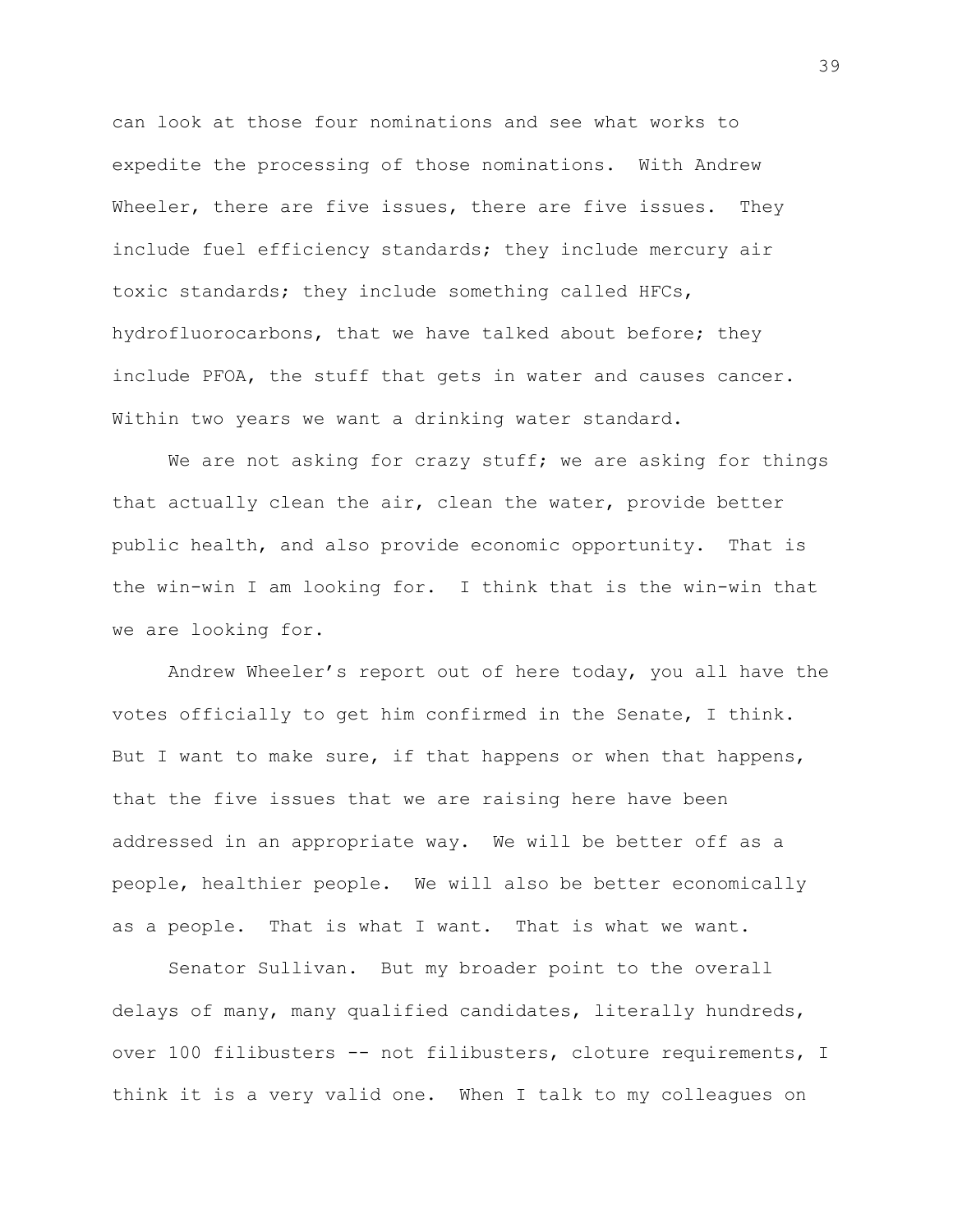can look at those four nominations and see what works to expedite the processing of those nominations. With Andrew Wheeler, there are five issues, there are five issues. They include fuel efficiency standards; they include mercury air toxic standards; they include something called HFCs, hydrofluorocarbons, that we have talked about before; they include PFOA, the stuff that gets in water and causes cancer. Within two years we want a drinking water standard.

We are not asking for crazy stuff; we are asking for things that actually clean the air, clean the water, provide better public health, and also provide economic opportunity. That is the win-win I am looking for. I think that is the win-win that we are looking for.

Andrew Wheeler's report out of here today, you all have the votes officially to get him confirmed in the Senate, I think. But I want to make sure, if that happens or when that happens, that the five issues that we are raising here have been addressed in an appropriate way. We will be better off as a people, healthier people. We will also be better economically as a people. That is what I want. That is what we want.

Senator Sullivan. But my broader point to the overall delays of many, many qualified candidates, literally hundreds, over 100 filibusters -- not filibusters, cloture requirements, I think it is a very valid one. When I talk to my colleagues on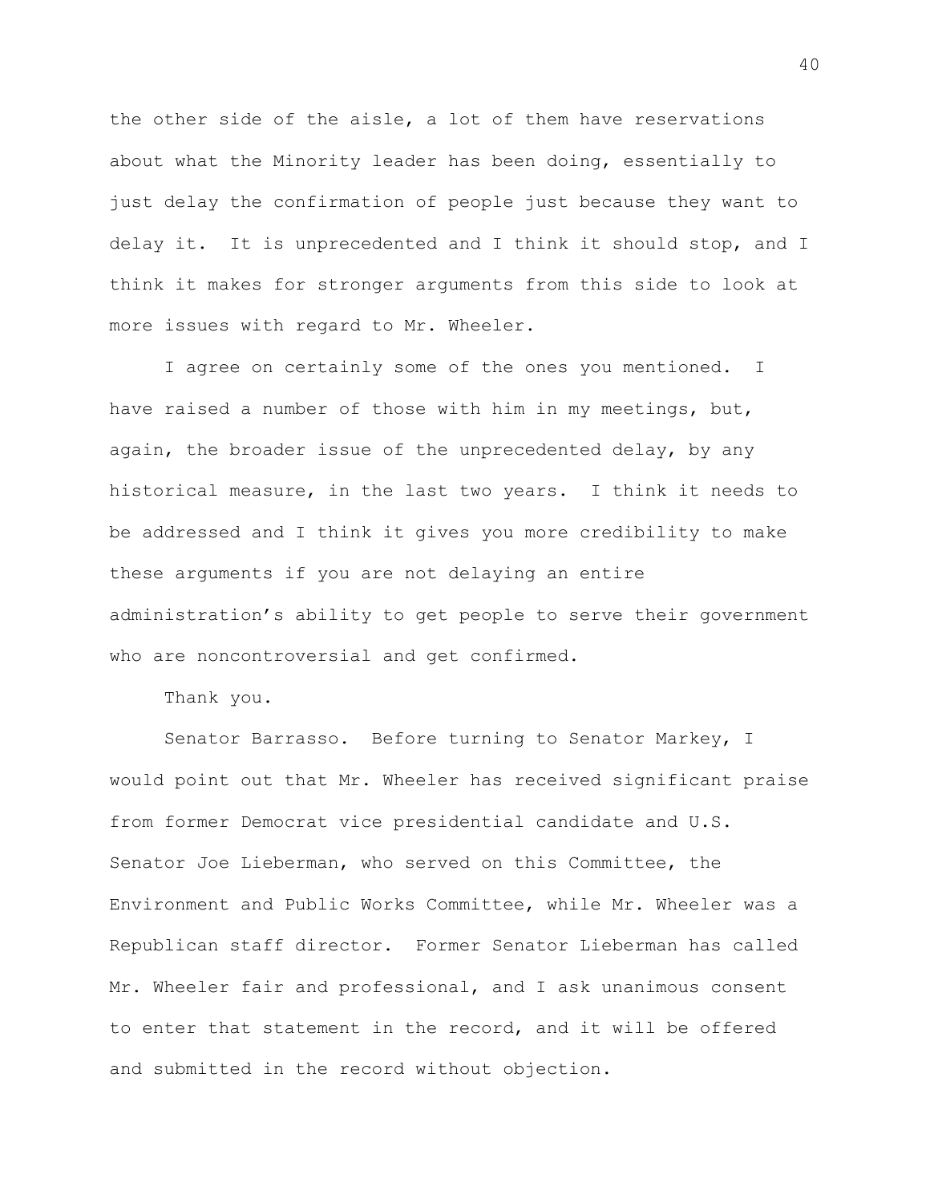the other side of the aisle, a lot of them have reservations about what the Minority leader has been doing, essentially to just delay the confirmation of people just because they want to delay it. It is unprecedented and I think it should stop, and I think it makes for stronger arguments from this side to look at more issues with regard to Mr. Wheeler.

I agree on certainly some of the ones you mentioned. I have raised a number of those with him in my meetings, but, again, the broader issue of the unprecedented delay, by any historical measure, in the last two years. I think it needs to be addressed and I think it gives you more credibility to make these arguments if you are not delaying an entire administration's ability to get people to serve their government who are noncontroversial and get confirmed.

Thank you.

Senator Barrasso. Before turning to Senator Markey, I would point out that Mr. Wheeler has received significant praise from former Democrat vice presidential candidate and U.S. Senator Joe Lieberman, who served on this Committee, the Environment and Public Works Committee, while Mr. Wheeler was a Republican staff director. Former Senator Lieberman has called Mr. Wheeler fair and professional, and I ask unanimous consent to enter that statement in the record, and it will be offered and submitted in the record without objection.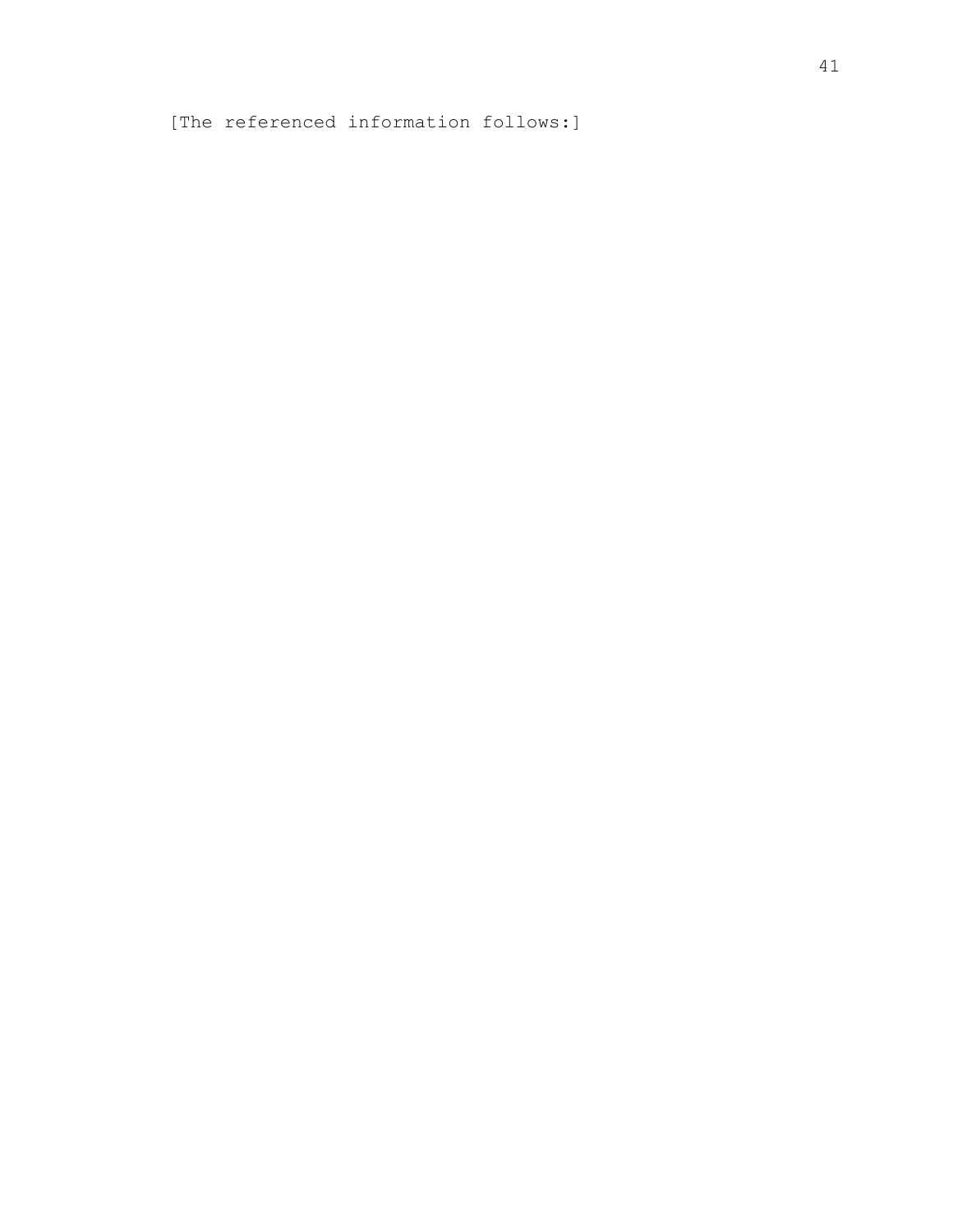[The referenced information follows:]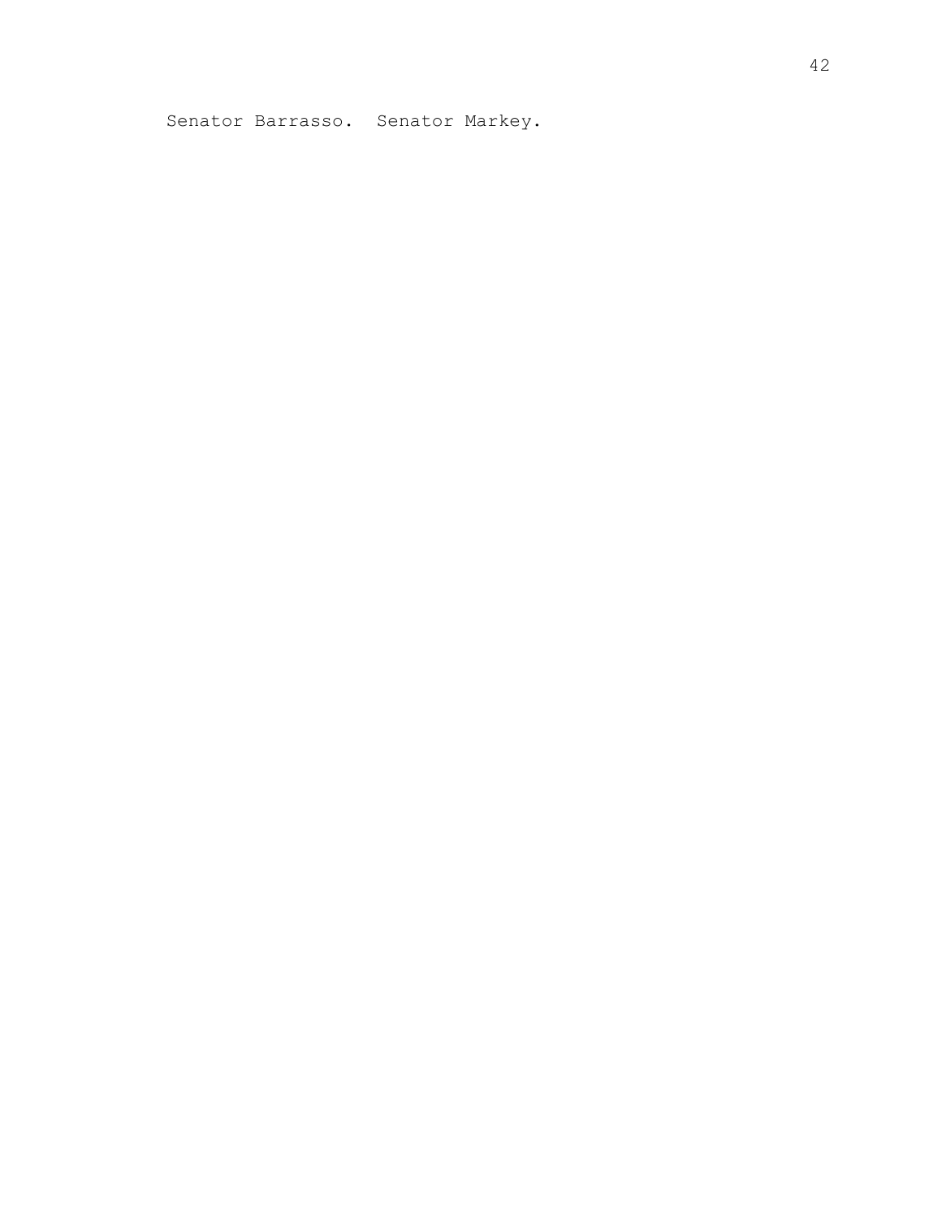Senator Barrasso.  Senator Markey.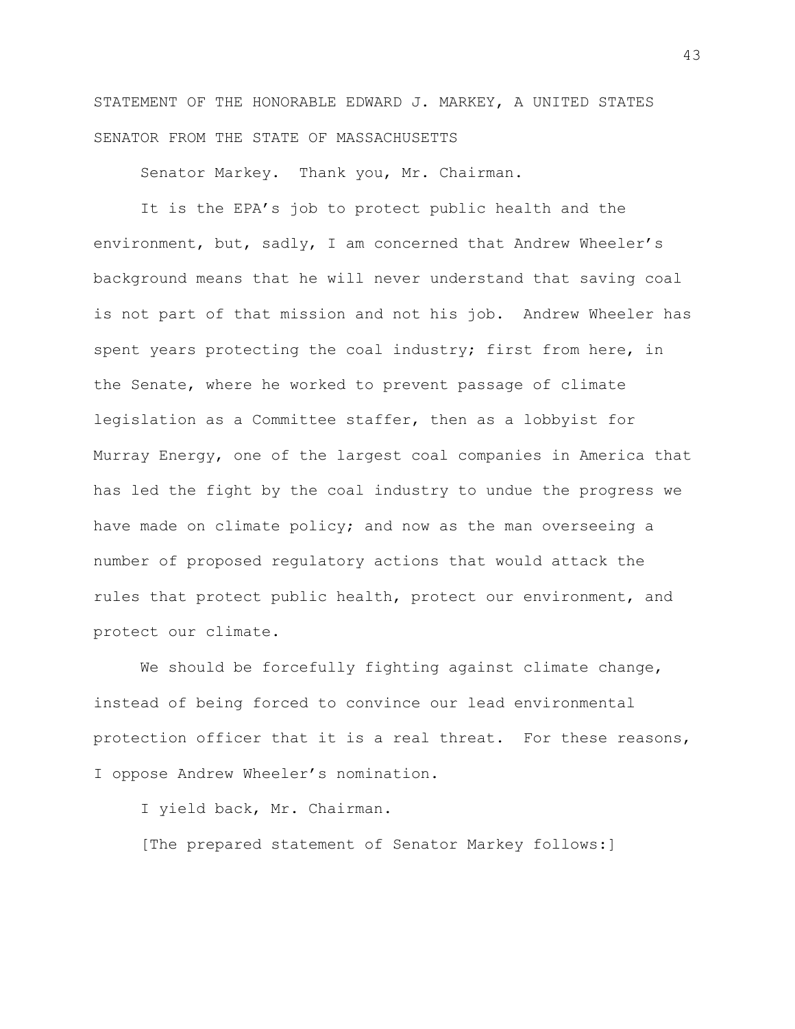STATEMENT OF THE HONORABLE EDWARD J. MARKEY, A UNITED STATES SENATOR FROM THE STATE OF MASSACHUSETTS

Senator Markey. Thank you, Mr. Chairman.

It is the EPA's job to protect public health and the environment, but, sadly, I am concerned that Andrew Wheeler's background means that he will never understand that saving coal is not part of that mission and not his job. Andrew Wheeler has spent years protecting the coal industry; first from here, in the Senate, where he worked to prevent passage of climate legislation as a Committee staffer, then as a lobbyist for Murray Energy, one of the largest coal companies in America that has led the fight by the coal industry to undue the progress we have made on climate policy; and now as the man overseeing a number of proposed regulatory actions that would attack the rules that protect public health, protect our environment, and protect our climate.

We should be forcefully fighting against climate change, instead of being forced to convince our lead environmental protection officer that it is a real threat. For these reasons, I oppose Andrew Wheeler's nomination.

I yield back, Mr. Chairman.

[The prepared statement of Senator Markey follows:]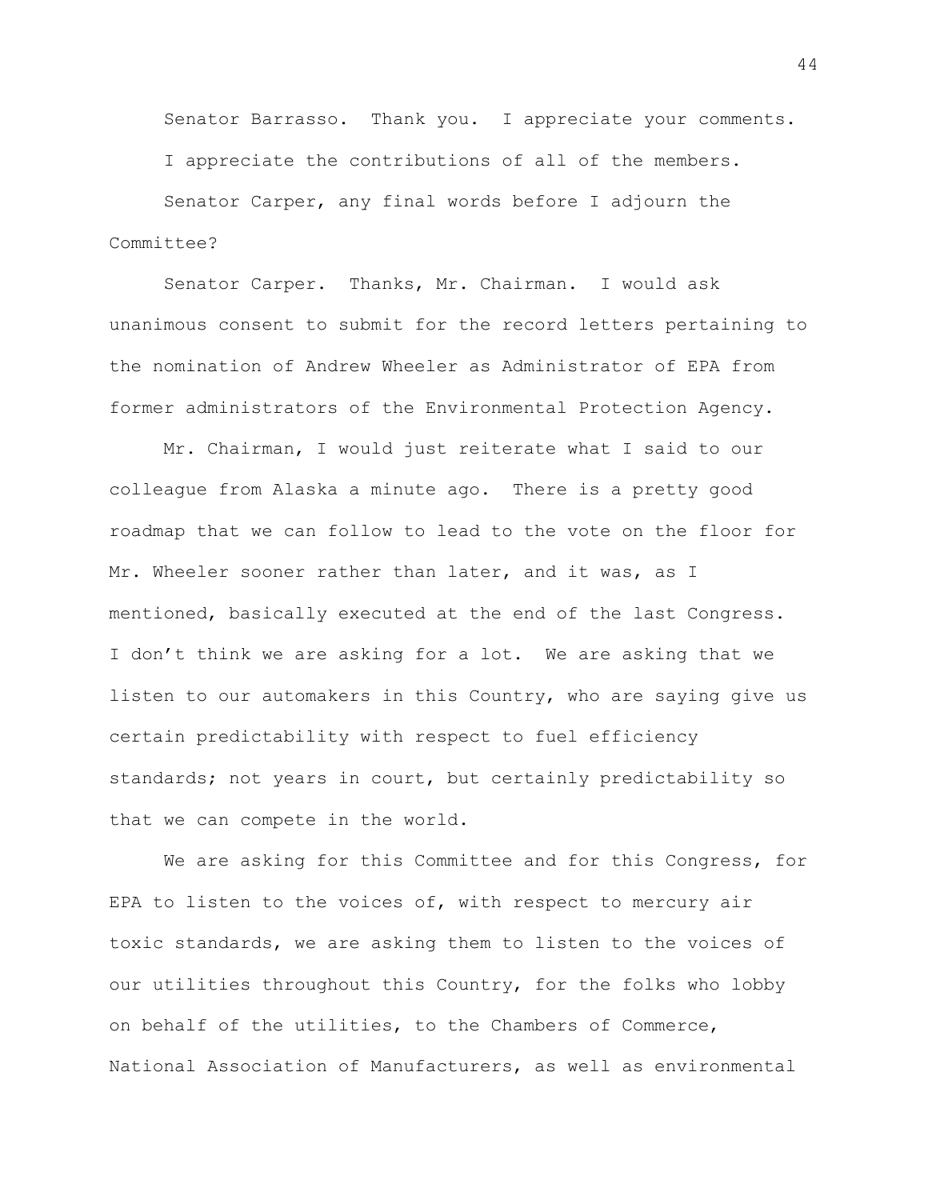Senator Barrasso. Thank you. I appreciate your comments. I appreciate the contributions of all of the members.

Senator Carper, any final words before I adjourn the Committee?

Senator Carper. Thanks, Mr. Chairman. I would ask unanimous consent to submit for the record letters pertaining to the nomination of Andrew Wheeler as Administrator of EPA from former administrators of the Environmental Protection Agency.

Mr. Chairman, I would just reiterate what I said to our colleague from Alaska a minute ago. There is a pretty good roadmap that we can follow to lead to the vote on the floor for Mr. Wheeler sooner rather than later, and it was, as I mentioned, basically executed at the end of the last Congress. I don't think we are asking for a lot. We are asking that we listen to our automakers in this Country, who are saying give us certain predictability with respect to fuel efficiency standards; not years in court, but certainly predictability so that we can compete in the world.

We are asking for this Committee and for this Congress, for EPA to listen to the voices of, with respect to mercury air toxic standards, we are asking them to listen to the voices of our utilities throughout this Country, for the folks who lobby on behalf of the utilities, to the Chambers of Commerce, National Association of Manufacturers, as well as environmental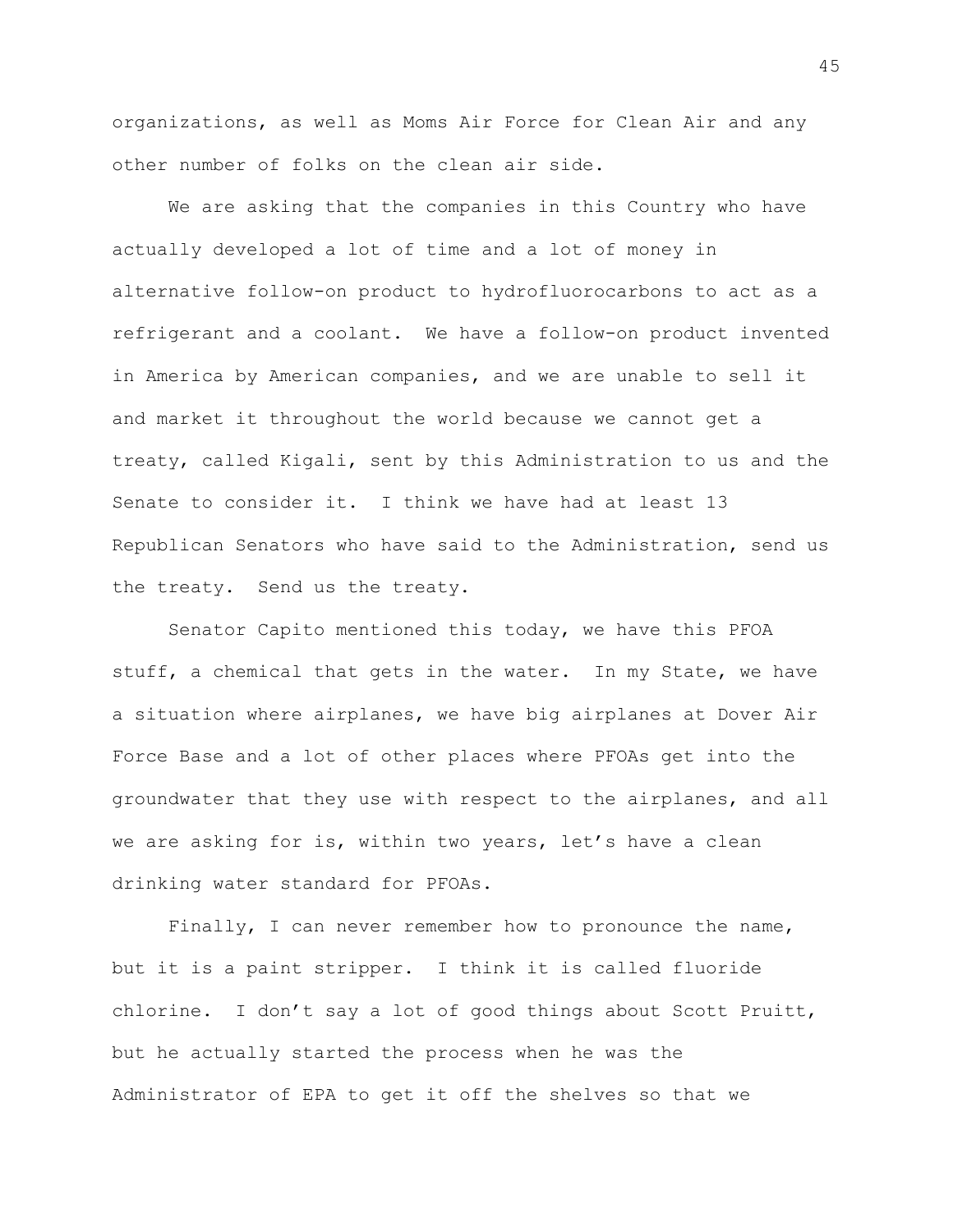organizations, as well as Moms Air Force for Clean Air and any other number of folks on the clean air side.

We are asking that the companies in this Country who have actually developed a lot of time and a lot of money in alternative follow-on product to hydrofluorocarbons to act as a refrigerant and a coolant. We have a follow-on product invented in America by American companies, and we are unable to sell it and market it throughout the world because we cannot get a treaty, called Kigali, sent by this Administration to us and the Senate to consider it. I think we have had at least 13 Republican Senators who have said to the Administration, send us the treaty. Send us the treaty.

Senator Capito mentioned this today, we have this PFOA stuff, a chemical that gets in the water. In my State, we have a situation where airplanes, we have big airplanes at Dover Air Force Base and a lot of other places where PFOAs get into the groundwater that they use with respect to the airplanes, and all we are asking for is, within two years, let's have a clean drinking water standard for PFOAs.

Finally, I can never remember how to pronounce the name, but it is a paint stripper. I think it is called fluoride chlorine. I don't say a lot of good things about Scott Pruitt, but he actually started the process when he was the Administrator of EPA to get it off the shelves so that we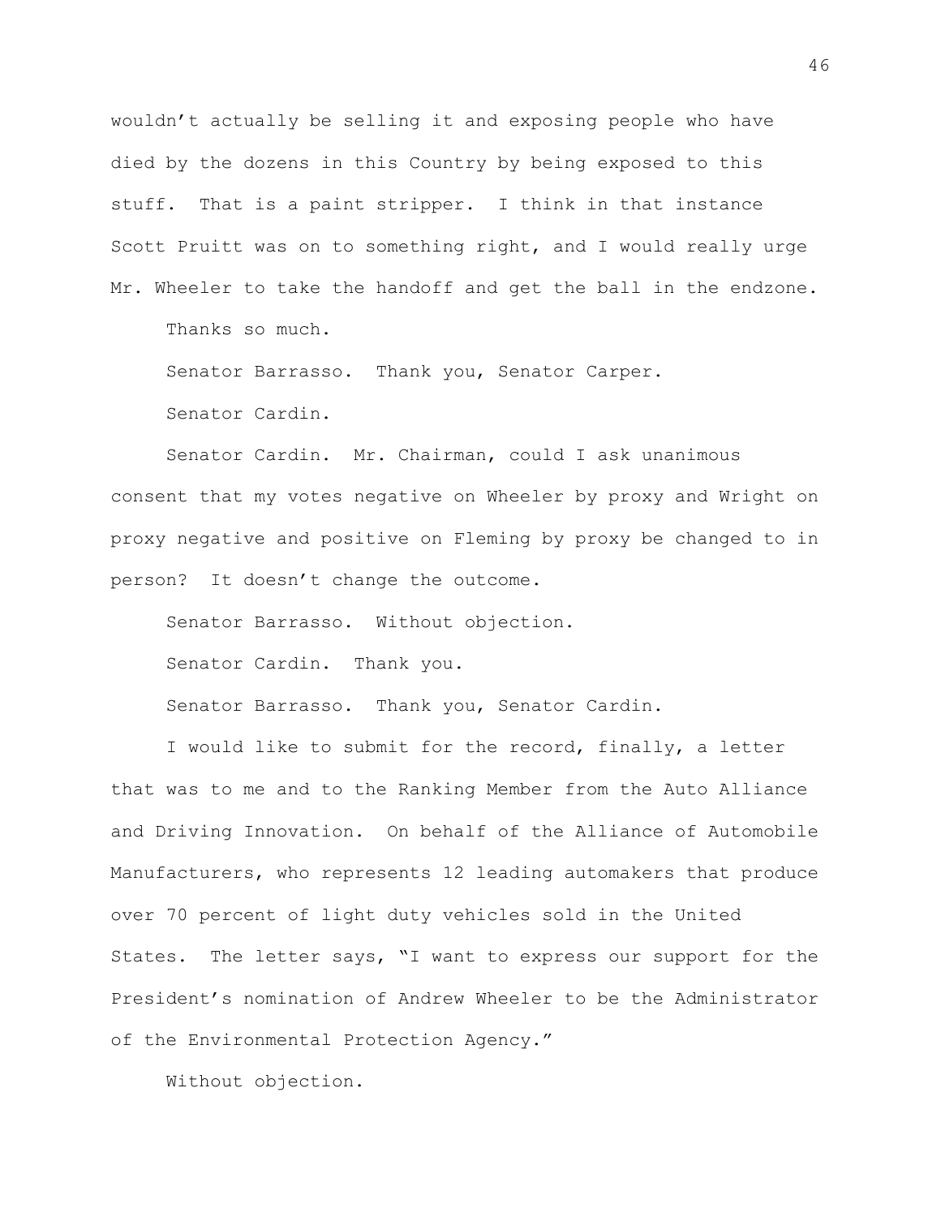wouldn't actually be selling it and exposing people who have died by the dozens in this Country by being exposed to this stuff. That is a paint stripper. I think in that instance Scott Pruitt was on to something right, and I would really urge Mr. Wheeler to take the handoff and get the ball in the endzone.

Thanks so much.

Senator Barrasso. Thank you, Senator Carper.

Senator Cardin.

Senator Cardin. Mr. Chairman, could I ask unanimous consent that my votes negative on Wheeler by proxy and Wright on proxy negative and positive on Fleming by proxy be changed to in person? It doesn't change the outcome.

Senator Barrasso. Without objection.

Senator Cardin. Thank you.

Senator Barrasso. Thank you, Senator Cardin.

I would like to submit for the record, finally, a letter that was to me and to the Ranking Member from the Auto Alliance and Driving Innovation. On behalf of the Alliance of Automobile Manufacturers, who represents 12 leading automakers that produce over 70 percent of light duty vehicles sold in the United States. The letter says, "I want to express our support for the President's nomination of Andrew Wheeler to be the Administrator of the Environmental Protection Agency."

Without objection.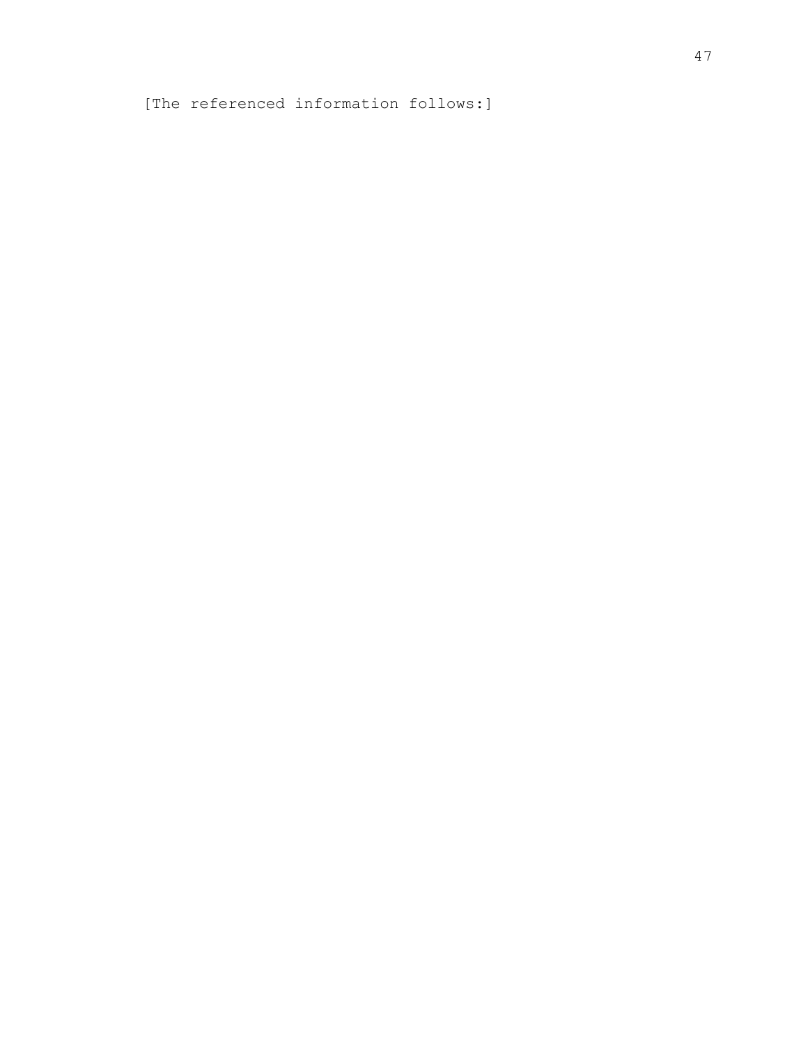[The referenced information follows:]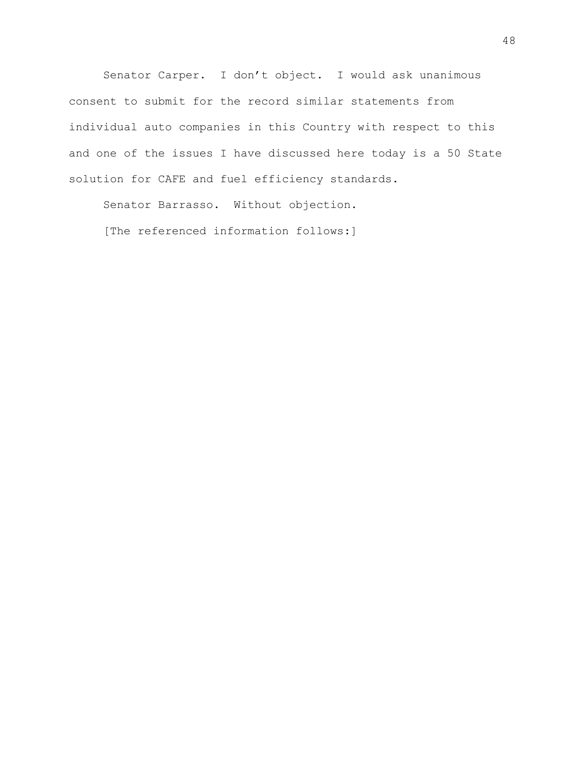Senator Carper. I don't object. I would ask unanimous consent to submit for the record similar statements from individual auto companies in this Country with respect to this and one of the issues I have discussed here today is a 50 State solution for CAFE and fuel efficiency standards.

Senator Barrasso. Without objection.

[The referenced information follows:]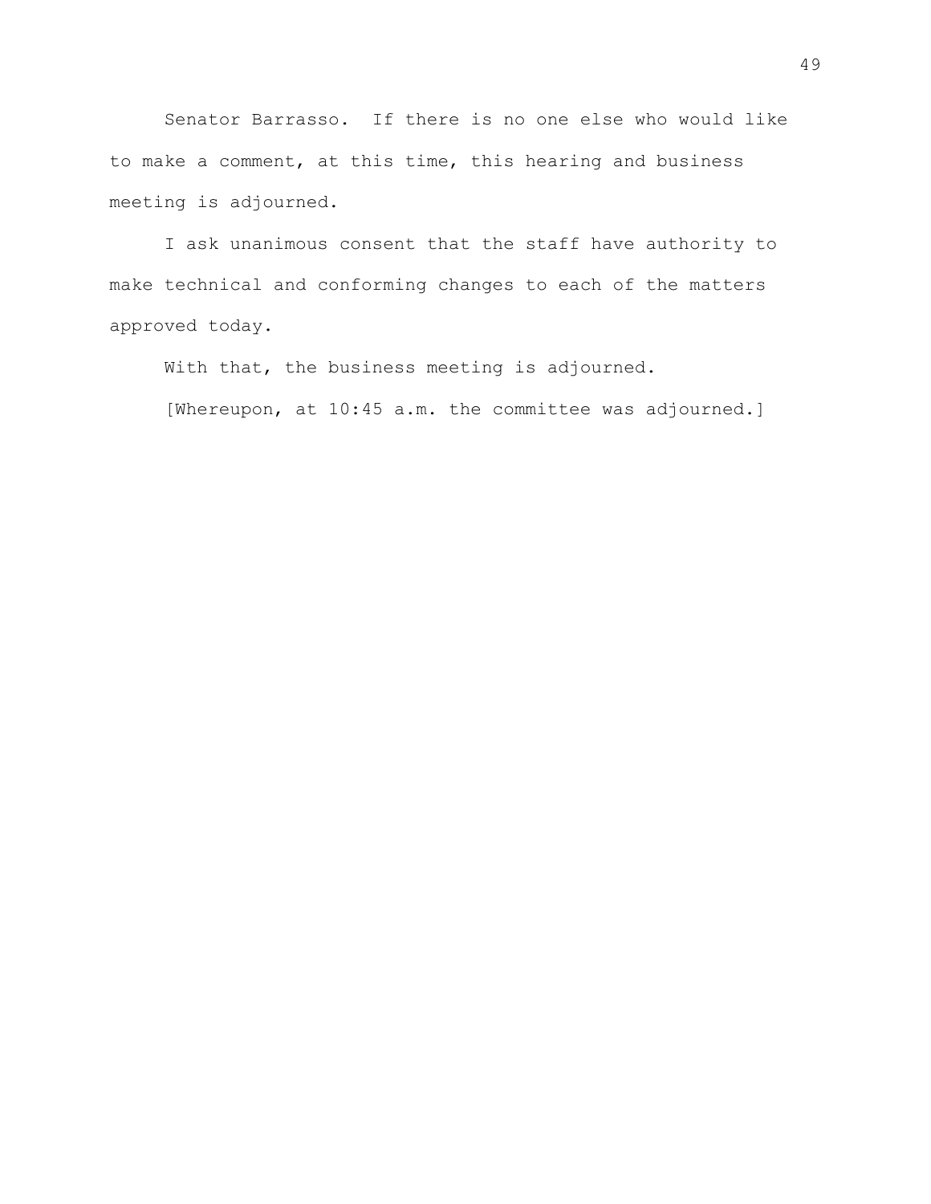Senator Barrasso. If there is no one else who would like to make a comment, at this time, this hearing and business meeting is adjourned.

I ask unanimous consent that the staff have authority to make technical and conforming changes to each of the matters approved today.

With that, the business meeting is adjourned.

[Whereupon, at 10:45 a.m. the committee was adjourned.]